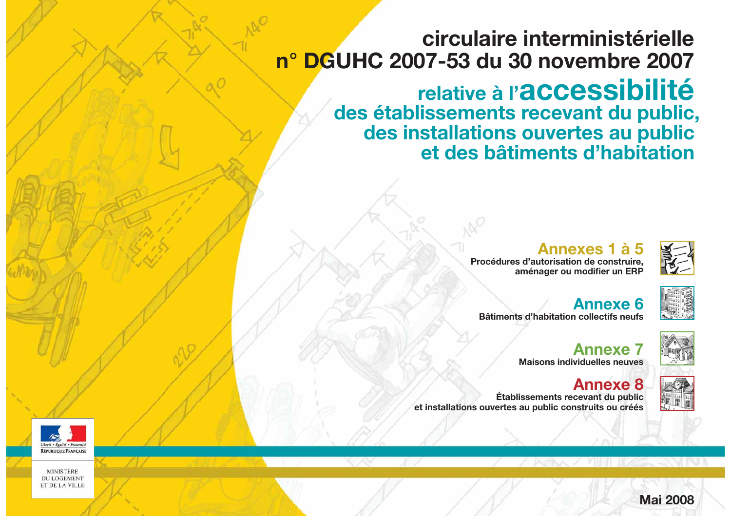# circulaire interministérielle n° DGUHC 2007-53 du 30 novembre 2007

## relative à l'accessibilité des établissements recevant du public, des installations ouvertes au public et des bâtiments d'habitation

**Annexes 1 à 5**
Procédures d'autorisation de construire, aménager ou modifier un ERP

**Annexe 6**
Bâtiments d'habitation collectifs neufs

**Annexe 7**
Maisons individuelles neuves

**Annexe 8**
Établissements recevant du public et installations ouvertes au public construits ou créés

Liberté • Égalité • Fraternité
RÉPUBLIQUE FRANÇAISE

MINISTÈRE DU LOGEMENT ET DE LA VILLE

Mai 2008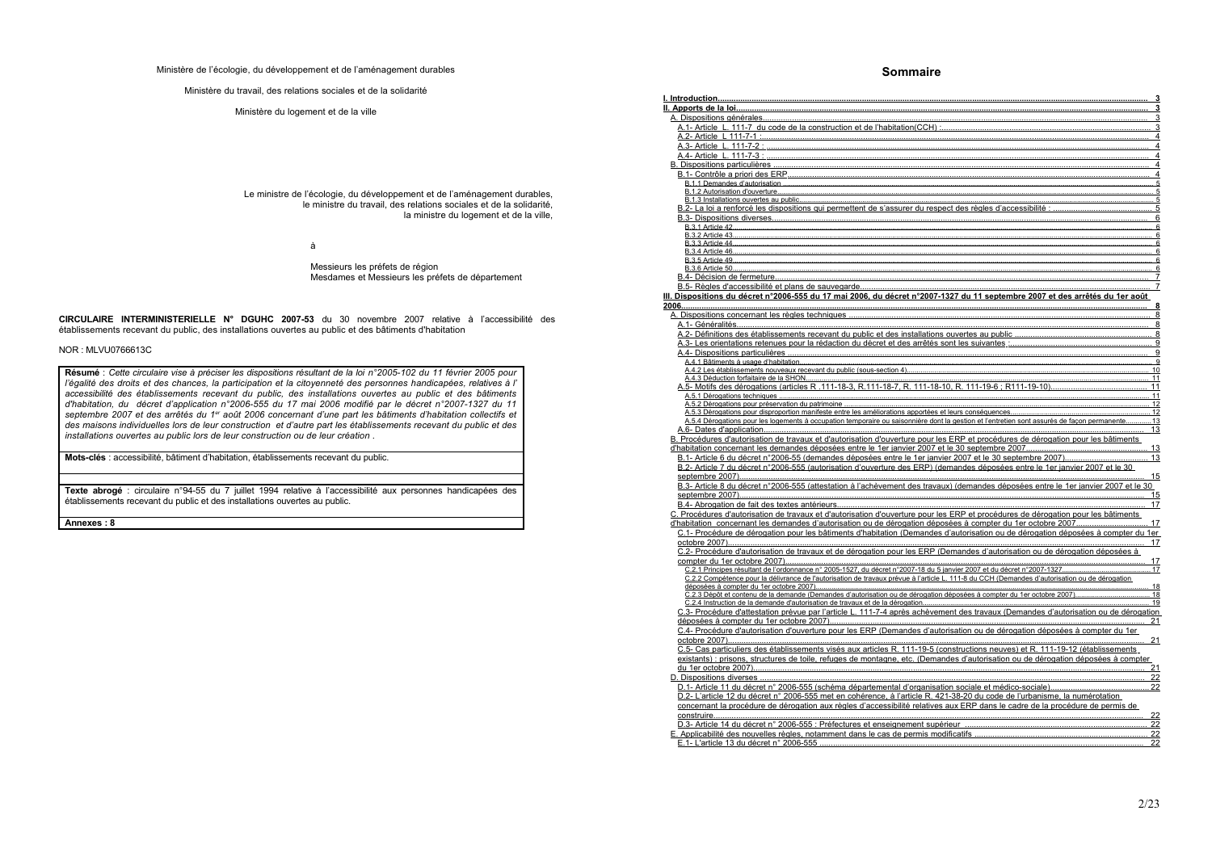Ministère de l'écologie, du développement et de l'aménagement durables

Ministère du travail, des relations sociales et de la solidarité

Ministère du logement et de la ville

Le ministre de l'écologie, du développement et de l'aménagement durables,
le ministre du travail, des relations sociales et de la solidarité,
la ministre du logement et de la ville,

à

Messieurs les préfets de région
Mesdames et Messieurs les préfets de département

**CIRCULAIRE INTERMINISTERIELLE N° DGUHC 2007-53** du 30 novembre 2007 relative à l'accessibilité des établissements recevant du public, des installations ouvertes au public et des bâtiments d'habitation

NOR : MLVU0766613C

**Résumé** : *Cette circulaire vise à préciser les dispositions résultant de la loi n°2005-102 du 11 février 2005 pour l'égalité des droits et des chances, la participation et la citoyenneté des personnes handicapées, relatives à l' accessibilité des établissements recevant du public, des installations ouvertes au public et des bâtiments d'habitation, du décret d'application n°2006-555 du 17 mai 2006 modifié par le décret n°2007-1327 du 11 septembre 2007 et des arrêtés du 1er août 2006 concernant d'une part les bâtiments d'habitation collectifs et des maisons individuelles lors de leur construction et d'autre part les établissements recevant du public et des installations ouvertes au public lors de leur construction ou de leur création .*

**Mots-clés** : accessibilité, bâtiment d'habitation, établissements recevant du public.

**Texte abrogé** : circulaire n°94-55 du 7 juillet 1994 relative à l'accessibilité aux personnes handicapées des établissements recevant du public et des installations ouvertes au public.

**Annexes : 8**

## Sommaire

- I. Introduction ... 3
- II. Apports de la loi ... 3
  - A. Dispositions générales ... 3
    - A.1- Article L. 111-7 du code de la construction et de l'habitation(CCH) : ... 3
    - A.2- Article L 111-7-1 ... 4
    - A.3- Article L. 111-7-2 : ... 4
    - A.4- Article L. 111-7-3 : ... 4
  - B. Dispositions particulières ... 4
    - B.1- Contrôle a priori des ERP ... 4
      - B.1.1 Demandes d'autorisation ... 5
      - B.1.2 Autorisation d'ouverture ... 5
      - B.1.3 Installations ouvertes au public ... 5
    - B.2- La loi a renforcé les dispositions qui permettent de s'assurer du respect des règles d'accessibilité : ... 5
    - B.3- Dispositions diverses ... 6
      - B.3.1 Article 42 ... 6
      - B.3.2 Article 43 ... 6
      - B.3.3 Article 44 ... 6
      - B.3.4 Article 46 ... 6
      - B.3.5 Article 49 ... 6
      - B.3.6 Article 50 ... 6
    - B.4- Décision de fermeture ... 7
    - B.5- Règles d'accessibilité et plans de sauvegarde ... 7
- III. Dispositions du décret n°2006-555 du 17 mai 2006, du décret n°2007-1327 du 11 septembre 2007 et des arrêtés du 1er août 2006 ... 8
  - A. Dispositions concernant les règles techniques ... 8
    - A.1- Généralités ... 8
    - A.2- Définitions des établissements recevant du public et des installations ouvertes au public ... 8
    - A.3- Les orientations retenues pour la rédaction du décret et des arrêtés sont les suivantes : ... 9
    - A.4- Dispositions particulières ... 9
      - A.4.1 Bâtiments à usage d'habitation ... 9
      - A.4.2 Les établissements nouveaux recevant du public (sous-section 4) ... 10
      - A.4.3 Déduction forfaitaire de la SHON ... 11
    - A.5- Motifs des dérogations (articles R .111-18-3, R.111-18-7, R. 111-18-10, R. 111-19-6 ; R111-19-10) ... 11
      - A.5.1 Dérogations techniques ... 11
      - A.5.2 Dérogations pour préservation du patrimoine ... 12
      - A.5.3 Dérogations pour disproportion manifeste entre les améliorations apportées et leurs conséquences ... 12
      - A.5.4 Dérogations pour les logements à occupation temporaire ou saisonnière dont la gestion et l'entretien sont assurés de façon permanente ... 13
    - A.6- Dates d'application ... 13
  - B. Procédures d'autorisation de travaux et d'autorisation d'ouverture pour les ERP et procédures de dérogation pour les bâtiments d'habitation concernant les demandes déposées entre le 1er janvier 2007 et le 30 septembre 2007 ... 13
    - B.1- Article 6 du décret n°2006-55 (demandes déposées entre le 1er janvier 2007 et le 30 septembre 2007) ... 13
    - B.2- Article 7 du décret n°2006-555 (autorisation d'ouverture des ERP) (demandes déposées entre le 1er janvier 2007 et le 30 septembre 2007) ... 15
    - B.3- Article 8 du décret n°2006-555 (attestation à l'achèvement des travaux) (demandes déposées entre le 1er janvier 2007 et le 30 septembre 2007) ... 15
    - B.4- Abrogation de fait des textes antérieurs ... 17
  - C. Procédures d'autorisation de travaux et d'autorisation d'ouverture pour les ERP et procédures de dérogation pour les bâtiments d'habitation concernant les demandes d'autorisation ou de dérogation déposées à compter du 1er octobre 2007 ... 17
    - C.1- Procédure de dérogation pour les bâtiments d'habitation (Demandes d'autorisation ou de dérogation déposées à compter du 1er octobre 2007) ... 17
    - C.2- Procédure d'autorisation de travaux et de dérogation pour les ERP (Demandes d'autorisation ou de dérogation déposées à compter du 1er octobre 2007) ... 17
      - C.2.1 Principes résultant de l'ordonnance n° 2005-1527, du décret n°2007-18 du 5 janvier 2007 et du décret n°2007-1327 ... 17
      - C.2.2 Compétence pour la délivrance de l'autorisation de travaux prévue à l'article L. 111-8 du CCH (Demandes d'autorisation ou de dérogation déposées à compter du 1er octobre 2007) ... 18
      - C.2.3 Dépôt et contenu de la demande (Demandes d'autorisation ou de dérogation déposées à compter du 1er octobre 2007) ... 18
      - C.2.4 Instruction de la demande d'autorisation de travaux et de la dérogation ... 19
    - C.3- Procédure d'attestation prévue par l'article L. 111-7-4 après achèvement des travaux (Demandes d'autorisation ou de dérogation déposées à compter du 1er octobre 2007) ... 21
    - C.4- Procédure d'autorisation d'ouverture pour les ERP (Demandes d'autorisation ou de dérogation déposées à compter du 1er octobre 2007) ... 21
    - C.5- Cas particuliers des établissements visés aux articles R. 111-19-5 (constructions neuves) et R. 111-19-12 (établissements existants) : prisons, structures de toile, refuges de montagne, etc. (Demandes d'autorisation ou de dérogation déposées à compter du 1er octobre 2007) ... 21
  - D. Dispositions diverses ... 22
    - D.1- Article 11 du décret n° 2006-555 (schéma départemental d'organisation sociale et médico-sociale) ... 22
    - D.2- L'article 12 du décret n° 2006-555 met en cohérence, à l'article R. 421-38-20 du code de l'urbanisme, la numérotation concernant la procédure de dérogation aux règles d'accessibilité relatives aux ERP dans le cadre de la procédure de permis de construire ... 22
    - D.3- Article 14 du décret n° 2006-555 : Préfectures et enseignement supérieur ... 22
  - E. Applicabilité des nouvelles règles, notamment dans le cas de permis modificatifs ... 22
    - E.1- L'article 13 du décret n° 2006-555 ... 22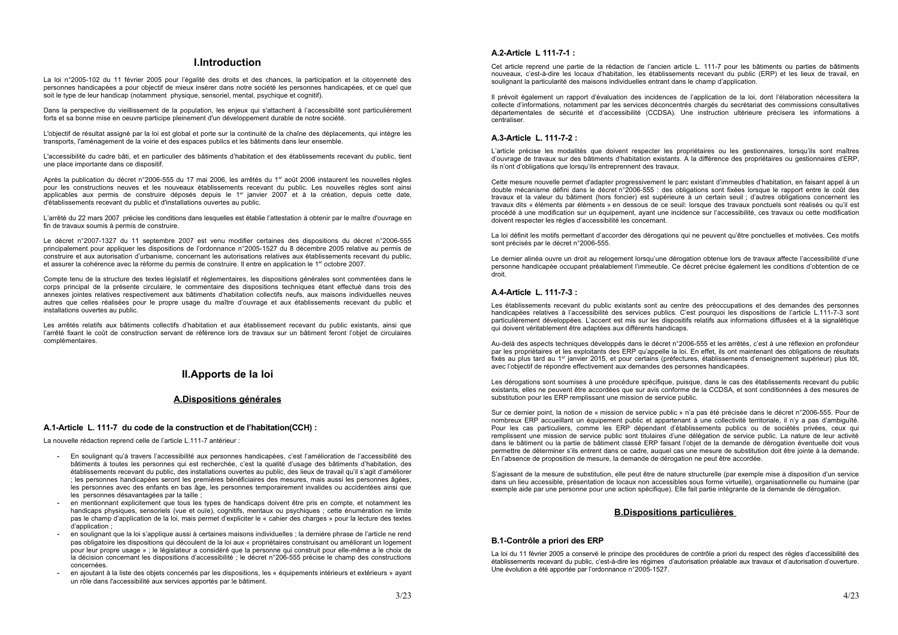# I.Introduction

La loi n°2005-102 du 11 février 2005 pour l'égalité des droits et des chances, la participation et la citoyenneté des personnes handicapées a pour objectif de mieux insérer dans notre société les personnes handicapées, et ce quel que soit le type de leur handicap (notamment physique, sensoriel, mental, psychique et cognitif).

Dans la perspective du vieillissement de la population, les enjeux qui s'attachent à l'accessibilité sont particulièrement forts et sa bonne mise en oeuvre participe pleinement d'un développement durable de notre société.

L'objectif de résultat assigné par la loi est global et porte sur la continuité de la chaîne des déplacements, qui intègre les transports, l'aménagement de la voirie et des espaces publics et les bâtiments dans leur ensemble.

L'accessibilité du cadre bâti, et en particulier des bâtiments d'habitation et des établissements recevant du public, tient une place importante dans ce dispositif.

Après la publication du décret n°2006-555 du 17 mai 2006, les arrêtés du 1er août 2006 instaurent les nouvelles règles pour les constructions neuves et les nouveaux établissements recevant du public. Les nouvelles règles sont ainsi applicables aux permis de construire déposés depuis le 1er janvier 2007 et à la création, depuis cette date, d'établissements recevant du public et d'installations ouvertes au public.

L'arrêté du 22 mars 2007 précise les conditions dans lesquelles est établie l'attestation à obtenir par le maître d'ouvrage en fin de travaux soumis à permis de construire.

Le décret n°2007-1327 du 11 septembre 2007 est venu modifier certaines des dispositions du décret n°2006-555 principalement pour appliquer les dispositions de l'ordonnance n°2005-1527 du 8 décembre 2005 relative au permis de construire et aux autorisation d'urbanisme, concernant les autorisations relatives aux établissements recevant du public, et assurer la cohérence avec la réforme du permis de construire. Il entre en application le 1er octobre 2007.

Compte tenu de la structure des textes législatif et réglementaires, les dispositions générales sont commentées dans le corps principal de la présente circulaire, le commentaire des dispositions techniques étant effectué dans trois des annexes jointes relatives respectivement aux bâtiments d'habitation collectifs neufs, aux maisons individuelles neuves autres que celles réalisées pour le propre usage du maître d'ouvrage et aux établissements recevant du public et installations ouvertes au public.

Les arrêtés relatifs aux bâtiments collectifs d'habitation et aux établissement recevant du public existants, ainsi que l'arrêté fixant le coût de construction servant de référence lors de travaux sur un bâtiment feront l'objet de circulaires complémentaires.

# II.Apports de la loi

## A.Dispositions générales

### A.1-Article L. 111-7 du code de la construction et de l'habitation(CCH) :

La nouvelle rédaction reprend celle de l'article L.111-7 antérieur :

- En soulignant qu'à travers l'accessibilité aux personnes handicapées, c'est l'amélioration de l'accessibilité des bâtiments à toutes les personnes qui est recherchée, c'est la qualité d'usage des bâtiments d'habitation, des établissements recevant du public, des installations ouvertes au public, des lieux de travail qu'il s'agit d'améliorer ; les personnes handicapées seront les premières bénéficiaires des mesures, mais aussi les personnes âgées, les personnes avec des enfants en bas âge, les personnes temporairement invalides ou accidentées ainsi que les personnes désavantagées par la taille ;
- en mentionnant explicitement que tous les types de handicaps doivent être pris en compte, et notamment les handicaps physiques, sensoriels (vue et ouïe), cognitifs, mentaux ou psychiques ; cette énumération ne limite pas le champ d'application de la loi, mais permet d'expliciter le « cahier des charges » pour la lecture des textes d'application ;
- en soulignant que la loi s'applique aussi à certaines maisons individuelles ; la dernière phrase de l'article ne rend pas obligatoire les dispositions qui découlent de la loi aux « propriétaires construisant ou améliorant un logement pour leur propre usage » ; le législateur a considéré que la personne qui construit pour elle-même a le choix de la décision concernant les dispositions d'accessibilité ; le décret n°206-555 précise le champ des constructions concernées.
- en ajoutant à la liste des objets concernés par les dispositions, les « équipements intérieurs et extérieurs » ayant un rôle dans l'accessibilité aux services apportés par le bâtiment.

### A.2-Article L 111-7-1 :

Cet article reprend une partie de la rédaction de l'ancien article L. 111-7 pour les bâtiments ou parties de bâtiments nouveaux, c'est-à-dire les locaux d'habitation, les établissements recevant du public (ERP) et les lieux de travail, en soulignant la particularité des maisons individuelles entrant dans le champ d'application.

Il prévoit également un rapport d'évaluation des incidences de l'application de la loi, dont l'élaboration nécessitera la collecte d'informations, notamment par les services déconcentrés chargés du secrétariat des commissions consultatives départementales de sécurité et d'accessibilité (CCDSA). Une instruction ultérieure précisera les informations à centraliser.

### A.3-Article L. 111-7-2 :

L'article précise les modalités que doivent respecter les propriétaires ou les gestionnaires, lorsqu'ils sont maîtres d'ouvrage de travaux sur des bâtiments d'habitation existants. A la différence des propriétaires ou gestionnaires d'ERP, ils n'ont d'obligations que lorsqu'ils entreprennent des travaux.

Cette mesure nouvelle permet d'adapter progressivement le parc existant d'immeubles d'habitation, en faisant appel à un double mécanisme défini dans le décret n°2006-555 : des obligations sont fixées lorsque le rapport entre le coût des travaux et la valeur du bâtiment (hors foncier) est supérieure à un certain seuil ; d'autres obligations concernent les travaux dits « éléments par éléments » en dessous de ce seuil: lorsque des travaux ponctuels sont réalisés ou qu'il est procédé à une modification sur un équipement, ayant une incidence sur l'accessibilité, ces travaux ou cette modification doivent respecter les règles d'accessibilité les concernant.

La loi définit les motifs permettant d'accorder des dérogations qui ne peuvent qu'être ponctuelles et motivées. Ces motifs sont précisés par le décret n°2006-555.

Le dernier alinéa ouvre un droit au relogement lorsqu'une dérogation obtenue lors de travaux affecte l'accessibilité d'une personne handicapée occupant préalablement l'immeuble. Ce décret précise également les conditions d'obtention de ce droit.

### A.4-Article L. 111-7-3 :

Les établissements recevant du public existants sont au centre des préoccupations et des demandes des personnes handicapées relatives à l'accessibilité des services publics. C'est pourquoi les dispositions de l'article L.111-7-3 sont particulièrement développées. L'accent est mis sur les dispositifs relatifs aux informations diffusées et à la signalétique qui doivent véritablement être adaptées aux différents handicaps.

Au-delà des aspects techniques développés dans le décret n°2006-555 et les arrêtés, c'est à une réflexion en profondeur par les propriétaires et les exploitants des ERP qu'appelle la loi. En effet, ils ont maintenant des obligations de résultats fixés au plus tard au 1er janvier 2015, et pour certains (préfectures, établissements d'enseignement supérieur) plus tôt, avec l'objectif de répondre effectivement aux demandes des personnes handicapées.

Les dérogations sont soumises à une procédure spécifique, puisque, dans le cas des établissements recevant du public existants, elles ne peuvent être accordées que sur avis conforme de la CCDSA, et sont conditionnées à des mesures de substitution pour les ERP remplissant une mission de service public.

Sur ce dernier point, la notion de « mission de service public » n'a pas été précisée dans le décret n°2006-555. Pour de nombreux ERP accueillant un équipement public et appartenant à une collectivité territoriale, il n'y a pas d'ambiguïté. Pour les cas particuliers, comme les ERP dépendant d'établissements publics ou de sociétés privées, ceux qui remplissent une mission de service public sont titulaires d'une délégation de service public. La nature de leur activité dans le bâtiment ou la partie de bâtiment classé ERP faisant l'objet de la demande de dérogation éventuelle doit vous permettre de déterminer s'ils entrent dans ce cadre, auquel cas une mesure de substitution doit être jointe à la demande. En l'absence de proposition de mesure, la demande de dérogation ne peut être accordée.

S'agissant de la mesure de substitution, elle peut être de nature structurelle (par exemple mise à disposition d'un service dans un lieu accessible, présentation de locaux non accessibles sous forme virtuelle), organisationnelle ou humaine (par exemple aide par une personne pour une action spécifique). Elle fait partie intégrante de la demande de dérogation.

## B.Dispositions particulières

### B.1-Contrôle a priori des ERP

La loi du 11 février 2005 a conservé le principe des procédures de contrôle a priori du respect des règles d'accessibilité des établissements recevant du public, c'est-à-dire les régimes d'autorisation préalable aux travaux et d'autorisation d'ouverture. Une évolution a été apportée par l'ordonnance n°2005-1527.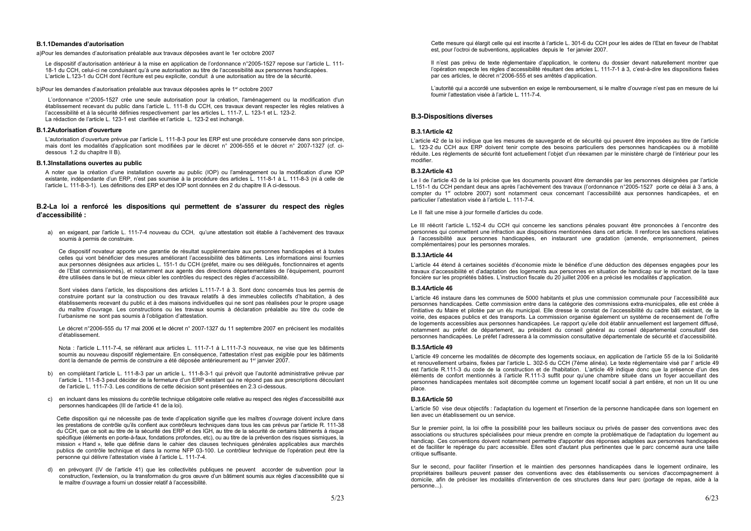#### B.1.1Demandes d'autorisation

a)Pour les demandes d'autorisation préalable aux travaux déposées avant le 1er octobre 2007

Le dispositif d'autorisation antérieur à la mise en application de l'ordonnance n°2005-1527 repose sur l'article L. 111-18-1 du CCH, celui-ci ne conduisant qu'à une autorisation au titre de l'accessibilité aux personnes handicapées. L'article L.123-1 du CCH dont l'écriture est peu explicite, conduit à une autorisation au titre de la sécurité.

b)Pour les demandes d'autorisation préalable aux travaux déposées après le 1er octobre 2007

L'ordonnance n°2005-1527 crée une seule autorisation pour la création, l'aménagement ou la modification d'un établissement recevant du public dans l'article L. 111-8 du CCH, ces travaux devant respecter les règles relatives à l'accessibilité et à la sécurité définies respectivement par les articles L. 111-7, L. 123-1 et L. 123-2.
La rédaction de l'article L. 123-1 est clarifiée et l'article L. 123-2 est inchangé.

#### B.1.2Autorisation d'ouverture

L'autorisation d'ouverture prévue par l'article L. 111-8-3 pour les ERP est une procédure conservée dans son principe, mais dont les modalités d'application sont modifiées par le décret n° 2006-555 et le décret n° 2007-1327 (cf. ci-dessous 1.2 du chapitre II B).

#### B.1.3Installations ouvertes au public

A noter que la création d'une installation ouverte au public (IOP) ou l'aménagement ou la modification d'une IOP existante, indépendante d'un ERP, n'est pas soumise à la procédure des articles L. 111-8-1 à L. 111-8-3 (ni à celle de l'article L. 111-8-3-1). Les définitions des ERP et des IOP sont données en 2 du chapitre II A ci-dessous.

### B.2-La loi a renforcé les dispositions qui permettent de s'assurer du respect des règles d'accessibilité :

a) en exigeant, par l'article L. 111-7-4 nouveau du CCH, qu'une attestation soit établie à l'achèvement des travaux soumis à permis de construire.

   Ce dispositif novateur apporte une garantie de résultat supplémentaire aux personnes handicapées et à toutes celles qui vont bénéficier des mesures améliorant l'accessibilité des bâtiments. Les informations ainsi fournies aux personnes désignées aux articles L. 151-1 du CCH (préfet, maire ou ses délégués, fonctionnaires et agents de l'Etat commissionnés), et notamment aux agents des directions départementales de l'équipement, pourront être utilisées dans le but de mieux cibler les contrôles du respect des règles d'accessibilité.

   Sont visées dans l'article, les dispositions des articles L.111-7-1 à 3. Sont donc concernés tous les permis de construire portant sur la construction ou des travaux relatifs à des immeubles collectifs d'habitation, à des établissements recevant du public et à des maisons individuelles qui ne sont pas réalisées pour le propre usage du maître d'ouvrage. Les constructions ou les travaux soumis à déclaration préalable au titre du code de l'urbanisme ne sont pas soumis à l'obligation d'attestation.

   Le décret n°2006-555 du 17 mai 2006 et le décret n° 2007-1327 du 11 septembre 2007 en précisent les modalités d'établissement.

   Nota : l'article L.111-7-4, se référant aux articles L. 111-7-1 à L.111-7-3 nouveaux, ne vise que les bâtiments soumis au nouveau dispositif réglementaire. En conséquence, l'attestation n'est pas exigible pour les bâtiments dont la demande de permis de construire a été déposée antérieurement au 1er janvier 2007.

b) en complétant l'article L. 111-8-3 par un article L. 111-8-3-1 qui prévoit que l'autorité administrative prévue par l'article L. 111-8-3 peut décider de la fermeture d'un ERP existant qui ne répond pas aux prescriptions découlant de l'article L. 111-7-3. Les conditions de cette décision sont présentées en 2.3 ci-dessous.

c) en incluant dans les missions du contrôle technique obligatoire celle relative au respect des règles d'accessibilité aux personnes handicapées (III de l'article 41 de la loi).

   Cette disposition qui ne nécessite pas de texte d'application signifie que les maîtres d'ouvrage doivent inclure dans les prestations de contrôle qu'ils confient aux contrôleurs techniques dans tous les cas prévus par l'article R. 111-38 du CCH, que ce soit au titre de la sécurité des ERP et des IGH, au titre de la sécurité de certains bâtiments à risque spécifique (éléments en porte-à-faux, fondations profondes, etc), ou au titre de la prévention des risques sismiques, la mission « Hand », telle que définie dans le cahier des clauses techniques générales applicables aux marchés publics de contrôle technique et dans la norme NFP 03-100. Le contrôleur technique de l'opération peut être la personne qui délivre l'attestation visée à l'article L. 111-7-4.

d) en prévoyant (IV de l'article 41) que les collectivités publiques ne peuvent accorder de subvention pour la construction, l'extension, ou la transformation du gros œuvre d'un bâtiment soumis aux règles d'accessibilité que si le maître d'ouvrage a fourni un dossier relatif à l'accessibilité.

   Cette mesure qui élargit celle qui est inscrite à l'article L. 301-6 du CCH pour les aides de l'Etat en faveur de l'habitat est, pour l'octroi de subventions, applicables depuis le 1er janvier 2007.

   Il n'est pas prévu de texte réglementaire d'application, le contenu du dossier devant naturellement montrer que l'opération respecte les règles d'accessibilité résultant des articles L. 111-7-1 à 3, c'est-à-dire les dispositions fixées par ces articles, le décret n°2006-555 et ses arrêtés d'application.

   L'autorité qui a accordé une subvention en exige le remboursement, si le maître d'ouvrage n'est pas en mesure de lui fournir l'attestation visée à l'article L. 111-7-4.

### B.3-Dispositions diverses

#### B.3.1Article 42

L'article 42 de la loi indique que les mesures de sauvegarde et de sécurité qui peuvent être imposées au titre de l'article L. 123-2 du CCH aux ERP doivent tenir compte des besoins particuliers des personnes handicapées ou à mobilité réduite. Les règlements de sécurité font actuellement l'objet d'un réexamen par le ministère chargé de l'intérieur pour les modifier.

#### B.3.2Article 43

Le I de l'article 43 de la loi précise que les documents pouvant être demandés par les personnes désignées par l'article L.151-1 du CCH pendant deux ans après l'achèvement des travaux (l'ordonnance n°2005-1527 porte ce délai à 3 ans, à compter du 1er octobre 2007) sont notamment ceux concernant l'accessibilité aux personnes handicapées, et en particulier l'attestation visée à l'article L. 111-7-4.

Le II fait une mise à jour formelle d'articles du code.

Le III réécrit l'article L.152-4 du CCH qui concerne les sanctions pénales pouvant être prononcées à l'encontre des personnes qui commettent une infraction aux dispositions mentionnées dans cet article. Il renforce les sanctions relatives à l'accessibilité aux personnes handicapées, en instaurant une gradation (amende, emprisonnement, peines complémentaires) pour les personnes morales.

#### B.3.3Article 44

L'article 44 étend à certaines sociétés d'économie mixte le bénéfice d'une déduction des dépenses engagées pour les travaux d'accessibilité et d'adaptation des logements aux personnes en situation de handicap sur le montant de la taxe foncière sur les propriétés bâties. L'instruction fiscale du 20 juillet 2006 en a précisé les modalités d'application.

#### B.3.4Article 46

L'article 46 instaure dans les communes de 5000 habitants et plus une commission communale pour l'accessibilité aux personnes handicapées. Cette commission entre dans la catégorie des commissions extra-municipales, elle est créée à l'initiative du Maire et pilotée par un élu municipal. Elle dresse le constat de l'accessibilité du cadre bâti existant, de la voirie, des espaces publics et des transports. La commission organise également un système de recensement de l'offre de logements accessibles aux personnes handicapées. Le rapport qu'elle doit établir annuellement est largement diffusé, notamment au préfet de département, au président du conseil général au conseil départemental consultatif des personnes handicapées. Le préfet l'adressera à la commission consultative départementale de sécurité et d'accessibilité.

#### B.3.5Article 49

L'article 49 concerne les modalités de décompte des logements sociaux, en application de l'article 55 de la loi Solidarité et renouvellement urbains, fixées par l'article L. 302-5 du CCH (7ème alinéa). Le texte réglementaire visé par l' article 49 est l'article R.111-3 du code de la construction et de l'habitation. L'article 49 indique donc que la présence d'un des éléments de confort mentionnés à l'article R.111-3 suffit pour qu'une chambre située dans un foyer accueillant des personnes handicapées mentales soit décomptée comme un logement locatif social à part entière, et non un lit ou une place.

#### B.3.6Article 50

L'article 50 vise deux objectifs : l'adaptation du logement et l'insertion de la personne handicapée dans son logement en lien avec un établissement ou un service.

Sur le premier point, la loi offre la possibilité pour les bailleurs sociaux ou privés de passer des conventions avec des associations ou structures spécialisées pour mieux prendre en compte la problématique de l'adaptation du logement au handicap. Ces conventions doivent notamment permettre d'apporter des réponses adaptées aux personnes handicapées et de faciliter le repérage du parc accessible. Elles sont d'autant plus pertinentes que le parc concerné aura une taille critique suffisante.

Sur le second, pour faciliter l'insertion et le maintien des personnes handicapées dans le logement ordinaire, les propriétaires bailleurs peuvent passer des conventions avec des établissements ou services d'accompagnement à domicile, afin de préciser les modalités d'intervention de ces structures dans leur parc (portage de repas, aide à la personne...).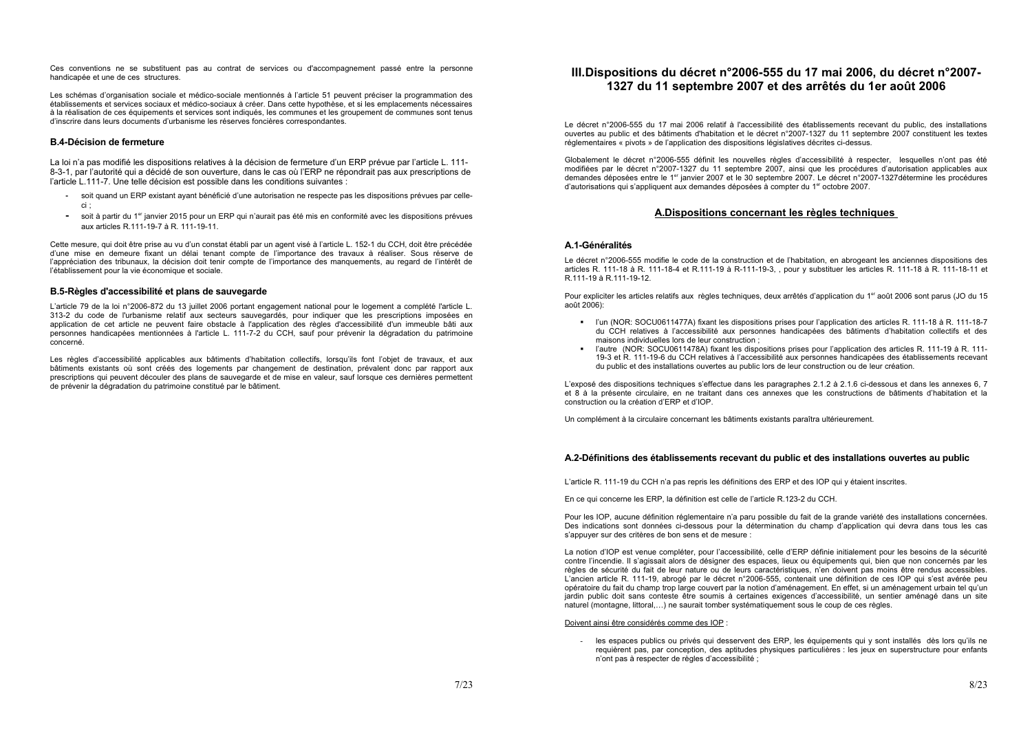Ces conventions ne se substituent pas au contrat de services ou d'accompagnement passé entre la personne handicapée et une de ces structures.

Les schémas d'organisation sociale et médico-sociale mentionnés à l'article 51 peuvent préciser la programmation des établissements et services sociaux et médico-sociaux à créer. Dans cette hypothèse, et si les emplacements nécessaires à la réalisation de ces équipements et services sont indiqués, les communes et les groupement de communes sont tenus d'inscrire dans leurs documents d'urbanisme les réserves foncières correspondantes.

### B.4-Décision de fermeture

La loi n'a pas modifié les dispositions relatives à la décision de fermeture d'un ERP prévue par l'article L. 111-8-3-1, par l'autorité qui a décidé de son ouverture, dans le cas où l'ERP ne répondrait pas aux prescriptions de l'article L.111-7. Une telle décision est possible dans les conditions suivantes :

- soit quand un ERP existant ayant bénéficié d'une autorisation ne respecte pas les dispositions prévues par celle-ci ;
- soit à partir du 1er janvier 2015 pour un ERP qui n'aurait pas été mis en conformité avec les dispositions prévues aux articles R.111-19-7 à R. 111-19-11.

Cette mesure, qui doit être prise au vu d'un constat établi par un agent visé à l'article L. 152-1 du CCH, doit être précédée d'une mise en demeure fixant un délai tenant compte de l'importance des travaux à réaliser. Sous réserve de l'appréciation des tribunaux, la décision doit tenir compte de l'importance des manquements, au regard de l'intérêt de l'établissement pour la vie économique et sociale.

### B.5-Règles d'accessibilité et plans de sauvegarde

L'article 79 de la loi n°2006-872 du 13 juillet 2006 portant engagement national pour le logement a complété l'article L. 313-2 du code de l'urbanisme relatif aux secteurs sauvegardés, pour indiquer que les prescriptions imposées en application de cet article ne peuvent faire obstacle à l'application des règles d'accessibilité d'un immeuble bâti aux personnes handicapées mentionnées à l'article L. 111-7-2 du CCH, sauf pour prévenir la dégradation du patrimoine concerné.

Les règles d'accessibilité applicables aux bâtiments d'habitation collectifs, lorsqu'ils font l'objet de travaux, et aux bâtiments existants où sont créés des logements par changement de destination, prévalent donc par rapport aux prescriptions qui peuvent découler des plans de sauvegarde et de mise en valeur, sauf lorsque ces dernières permettent de prévenir la dégradation du patrimoine constitué par le bâtiment.

## III.Dispositions du décret n°2006-555 du 17 mai 2006, du décret n°2007-1327 du 11 septembre 2007 et des arrêtés du 1er août 2006

Le décret n°2006-555 du 17 mai 2006 relatif à l'accessibilité des établissements recevant du public, des installations ouvertes au public et des bâtiments d'habitation et le décret n°2007-1327 du 11 septembre 2007 constituent les textes réglementaires « pivots » de l'application des dispositions législatives décrites ci-dessus.

Globalement le décret n°2006-555 définit les nouvelles règles d'accessibilité à respecter, lesquelles n'ont pas été modifiées par le décret n°2007-1327 du 11 septembre 2007, ainsi que les procédures d'autorisation applicables aux demandes déposées entre le 1er janvier 2007 et le 30 septembre 2007. Le décret n°2007-1327détermine les procédures d'autorisations qui s'appliquent aux demandes déposées à compter du 1er octobre 2007.

### A.Dispositions concernant les règles techniques

#### A.1-Généralités

Le décret n°2006-555 modifie le code de la construction et de l'habitation, en abrogeant les anciennes dispositions des articles R. 111-18 à R. 111-18-4 et R.111-19 à R-111-19-3, , pour y substituer les articles R. 111-18 à R. 111-18-11 et R.111-19 à R.111-19-12.

Pour expliciter les articles relatifs aux règles techniques, deux arrêtés d'application du 1er août 2006 sont parus (JO du 15 août 2006):

- l'un (NOR: SOCU0611477A) fixant les dispositions prises pour l'application des articles R. 111-18 à R. 111-18-7 du CCH relatives à l'accessibilité aux personnes handicapées des bâtiments d'habitation collectifs et des maisons individuelles lors de leur construction ;
- l'autre (NOR: SOCU0611478A) fixant les dispositions prises pour l'application des articles R. 111-19 à R. 111-19-3 et R. 111-19-6 du CCH relatives à l'accessibilité aux personnes handicapées des établissements recevant du public et des installations ouvertes au public lors de leur construction ou de leur création.

L'exposé des dispositions techniques s'effectue dans les paragraphes 2.1.2 à 2.1.6 ci-dessous et dans les annexes 6, 7 et 8 à la présente circulaire, en ne traitant dans ces annexes que les constructions de bâtiments d'habitation et la construction ou la création d'ERP et d'IOP.

Un complément à la circulaire concernant les bâtiments existants paraîtra ultérieurement.

#### A.2-Définitions des établissements recevant du public et des installations ouvertes au public

L'article R. 111-19 du CCH n'a pas repris les définitions des ERP et des IOP qui y étaient inscrites.

En ce qui concerne les ERP, la définition est celle de l'article R.123-2 du CCH.

Pour les IOP, aucune définition réglementaire n'a paru possible du fait de la grande variété des installations concernées. Des indications sont données ci-dessous pour la détermination du champ d'application qui devra dans tous les cas s'appuyer sur des critères de bon sens et de mesure :

La notion d'IOP est venue compléter, pour l'accessibilité, celle d'ERP définie initialement pour les besoins de la sécurité contre l'incendie. Il s'agissait alors de désigner des espaces, lieux ou équipements qui, bien que non concernés par les règles de sécurité du fait de leur nature ou de leurs caractéristiques, n'en doivent pas moins être rendus accessibles. L'ancien article R. 111-19, abrogé par le décret n°2006-555, contenait une définition de ces IOP qui s'est avérée peu opératoire du fait du champ trop large couvert par la notion d'aménagement. En effet, si un aménagement urbain tel qu'un jardin public doit sans conteste être soumis à certaines exigences d'accessibilité, un sentier aménagé dans un site naturel (montagne, littoral,…) ne saurait tomber systématiquement sous le coup de ces règles.

Doivent ainsi être considérés comme des IOP :

- les espaces publics ou privés qui desservent des ERP, les équipements qui y sont installés dès lors qu'ils ne requièrent pas, par conception, des aptitudes physiques particulières : les jeux en superstructure pour enfants n'ont pas à respecter de règles d'accessibilité ;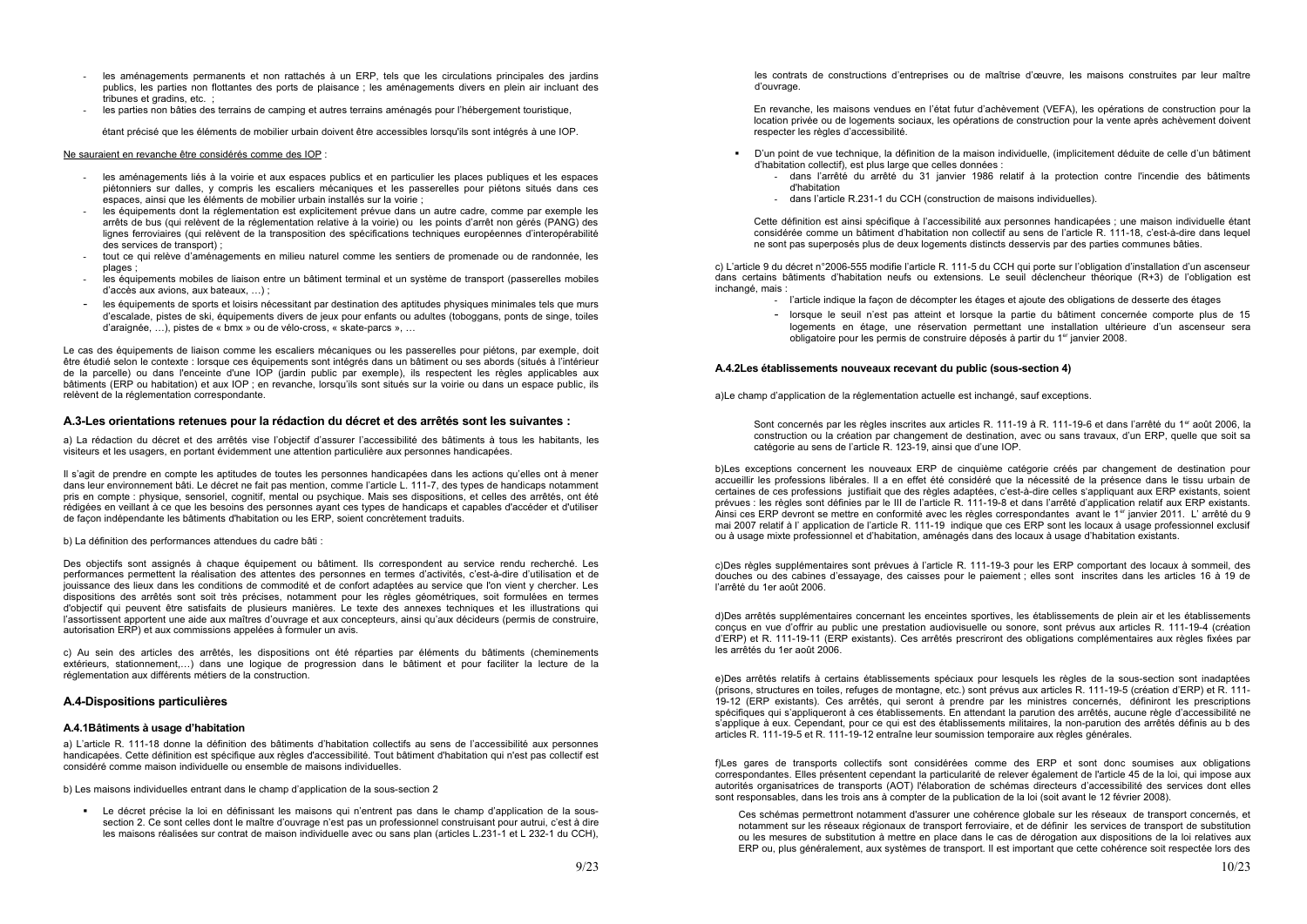- les aménagements permanents et non rattachés à un ERP, tels que les circulations principales des jardins publics, les parties non flottantes des ports de plaisance ; les aménagements divers en plein air incluant des tribunes et gradins, etc. ;
- les parties non bâties des terrains de camping et autres terrains aménagés pour l'hébergement touristique,

étant précisé que les éléments de mobilier urbain doivent être accessibles lorsqu'ils sont intégrés à une IOP.

Ne sauraient en revanche être considérés comme des IOP :

- les aménagements liés à la voirie et aux espaces publics et en particulier les places publiques et les espaces piétonniers sur dalles, y compris les escaliers mécaniques et les passerelles pour piétons situés dans ces espaces, ainsi que les éléments de mobilier urbain installés sur la voirie ;
- les équipements dont la réglementation est explicitement prévue dans un autre cadre, comme par exemple les arrêts de bus (qui relèvent de la réglementation relative à la voirie) ou les points d'arrêt non gérés (PANG) des lignes ferroviaires (qui relèvent de la transposition des spécifications techniques européennes d'interopérabilité des services de transport) ;
- tout ce qui relève d'aménagements en milieu naturel comme les sentiers de promenade ou de randonnée, les plages ;
- les équipements mobiles de liaison entre un bâtiment terminal et un système de transport (passerelles mobiles d'accès aux avions, aux bateaux, …) ;
- les équipements de sports et loisirs nécessitant par destination des aptitudes physiques minimales tels que les murs d'escalade, pistes de ski, équipements divers de jeux pour enfants ou adultes (toboggans, ponts de singe, toiles d'araignée, …), pistes de « bmx » ou de vélo-cross, « skate-parcs », …

Le cas des équipements de liaison comme les escaliers mécaniques ou les passerelles pour piétons, par exemple, doit être étudié selon le contexte : lorsque ces équipements sont intégrés dans un bâtiment ou ses abords (situés à l'intérieur de la parcelle) ou dans l'enceinte d'une IOP (jardin public par exemple), ils respectent les règles applicables aux bâtiments (ERP ou habitation) et aux IOP ; en revanche, lorsqu'ils sont situés sur la voirie ou dans un espace public, ils relèvent de la réglementation correspondante.

## A.3-Les orientations retenues pour la rédaction du décret et des arrêtés sont les suivantes :

a) La rédaction du décret et des arrêtés vise l'objectif d'assurer l'accessibilité des bâtiments à tous les habitants, les visiteurs et les usagers, en portant évidemment une attention particulière aux personnes handicapées.

Il s'agit de prendre en compte les aptitudes de toutes les personnes handicapées dans les actions qu'elles ont à mener dans leur environnement bâti. Le décret ne fait pas mention, comme l'article L. 111-7, des types de handicaps notamment pris en compte : physique, sensoriel, cognitif, mental ou psychique. Mais ses dispositions, et celles des arrêtés, ont été rédigées en veillant à ce que les besoins des personnes ayant ces types de handicaps et capables d'accéder et d'utiliser de façon indépendante les bâtiments d'habitation ou les ERP, soient concrètement traduits.

b) La définition des performances attendues du cadre bâti :

Des objectifs sont assignés à chaque équipement ou bâtiment. Ils correspondent au service rendu recherché. Les performances permettent la réalisation des attentes des personnes en termes d'activités, c'est-à-dire d'utilisation et de jouissance des lieux dans les conditions de commodité et de confort adaptées au service que l'on vient y chercher. Les dispositions des arrêtés sont soit très précises, notamment pour les règles géométriques, soit formulées en termes d'objectif qui peuvent être satisfaits de plusieurs manières. Le texte des annexes techniques et les illustrations qui l'assortissent apportent une aide aux maîtres d'ouvrage et aux concepteurs, ainsi qu'aux décideurs (permis de construire, autorisation ERP) et aux commissions appelées à formuler un avis.

c) Au sein des articles des arrêtés, les dispositions ont été réparties par éléments du bâtiments (cheminements extérieurs, stationnement,…) dans une logique de progression dans le bâtiment et pour faciliter la lecture de la réglementation aux différents métiers de la construction.

## A.4-Dispositions particulières

### A.4.1Bâtiments à usage d'habitation

a) L'article R. 111-18 donne la définition des bâtiments d'habitation collectifs au sens de l'accessibilité aux personnes handicapées. Cette définition est spécifique aux règles d'accessibilité. Tout bâtiment d'habitation qui n'est pas collectif est considéré comme maison individuelle ou ensemble de maisons individuelles.

b) Les maisons individuelles entrant dans le champ d'application de la sous-section 2

- Le décret précise la loi en définissant les maisons qui n'entrent pas dans le champ d'application de la sous-section 2. Ce sont celles dont le maître d'ouvrage n'est pas un professionnel construisant pour autrui, c'est à dire les maisons réalisées sur contrat de maison individuelle avec ou sans plan (articles L.231-1 et L 232-1 du CCH), les contrats de constructions d'entreprises ou de maîtrise d'œuvre, les maisons construites par leur maître d'ouvrage.

  En revanche, les maisons vendues en l'état futur d'achèvement (VEFA), les opérations de construction pour la location privée ou de logements sociaux, les opérations de construction pour la vente après achèvement doivent respecter les règles d'accessibilité.

- D'un point de vue technique, la définition de la maison individuelle, (implicitement déduite de celle d'un bâtiment d'habitation collectif), est plus large que celles données :
  - dans l'arrêté du arrêté du 31 janvier 1986 relatif à la protection contre l'incendie des bâtiments d'habitation
  - dans l'article R.231-1 du CCH (construction de maisons individuelles).

  Cette définition est ainsi spécifique à l'accessibilité aux personnes handicapées ; une maison individuelle étant considérée comme un bâtiment d'habitation non collectif au sens de l'article R. 111-18, c'est-à-dire dans lequel ne sont pas superposés plus de deux logements distincts desservis par des parties communes bâties.

c) L'article 9 du décret n°2006-555 modifie l'article R. 111-5 du CCH qui porte sur l'obligation d'installation d'un ascenseur dans certains bâtiments d'habitation neufs ou extensions. Le seuil déclencheur théorique (R+3) de l'obligation est inchangé, mais :

- l'article indique la façon de décompter les étages et ajoute des obligations de desserte des étages
- lorsque le seuil n'est pas atteint et lorsque la partie du bâtiment concernée comporte plus de 15 logements en étage, une réservation permettant une installation ultérieure d'un ascenseur sera obligatoire pour les permis de construire déposés à partir du 1er janvier 2008.

### A.4.2Les établissements nouveaux recevant du public (sous-section 4)

a)Le champ d'application de la réglementation actuelle est inchangé, sauf exceptions.

Sont concernés par les règles inscrites aux articles R. 111-19 à R. 111-19-6 et dans l'arrêté du 1er août 2006, la construction ou la création par changement de destination, avec ou sans travaux, d'un ERP, quelle que soit sa catégorie au sens de l'article R. 123-19, ainsi que d'une IOP.

b)Les exceptions concernent les nouveaux ERP de cinquième catégorie créés par changement de destination pour accueillir les professions libérales. Il a en effet été considéré que la nécessité de la présence dans le tissu urbain de certaines de ces professions justifiait que des règles adaptées, c'est-à-dire celles s'appliquant aux ERP existants, soient prévues : les règles sont définies par le III de l'article R. 111-19-8 et dans l'arrêté d'application relatif aux ERP existants. Ainsi ces ERP devront se mettre en conformité avec les règles correspondantes avant le 1er janvier 2011. L' arrêté du 9 mai 2007 relatif à l' application de l'article R. 111-19 indique que ces ERP sont les locaux à usage professionnel exclusif ou à usage mixte professionnel et d'habitation, aménagés dans des locaux à usage d'habitation existants.

c)Des règles supplémentaires sont prévues à l'article R. 111-19-3 pour les ERP comportant des locaux à sommeil, des douches ou des cabines d'essayage, des caisses pour le paiement ; elles sont inscrites dans les articles 16 à 19 de l'arrêté du 1er août 2006.

d)Des arrêtés supplémentaires concernant les enceintes sportives, les établissements de plein air et les établissements conçus en vue d'offrir au public une prestation audiovisuelle ou sonore, sont prévus aux articles R. 111-19-4 (création d'ERP) et R. 111-19-11 (ERP existants). Ces arrêtés prescriront des obligations complémentaires aux règles fixées par les arrêtés du 1er août 2006.

e)Des arrêtés relatifs à certains établissements spéciaux pour lesquels les règles de la sous-section sont inadaptées (prisons, structures en toiles, refuges de montagne, etc.) sont prévus aux articles R. 111-19-5 (création d'ERP) et R. 111-19-12 (ERP existants). Ces arrêtés, qui seront à prendre par les ministres concernés, définiront les prescriptions spécifiques qui s'appliqueront à ces établissements. En attendant la parution des arrêtés, aucune règle d'accessibilité ne s'applique à eux. Cependant, pour ce qui est des établissements militaires, la non-parution des arrêtés définis au b des articles R. 111-19-5 et R. 111-19-12 entraîne leur soumission temporaire aux règles générales.

f)Les gares de transports collectifs sont considérées comme des ERP et sont donc soumises aux obligations correspondantes. Elles présentent cependant la particularité de relever également de l'article 45 de la loi, qui impose aux autorités organisatrices de transports (AOT) l'élaboration de schémas directeurs d'accessibilité des services dont elles sont responsables, dans les trois ans à compter de la publication de la loi (soit avant le 12 février 2008).

Ces schémas permettront notamment d'assurer une cohérence globale sur les réseaux de transport concernés, et notamment sur les réseaux régionaux de transport ferroviaire, et de définir les services de transport de substitution ou les mesures de substitution à mettre en place dans le cas de dérogation aux dispositions de la loi relatives aux ERP ou, plus généralement, aux systèmes de transport. Il est important que cette cohérence soit respectée lors des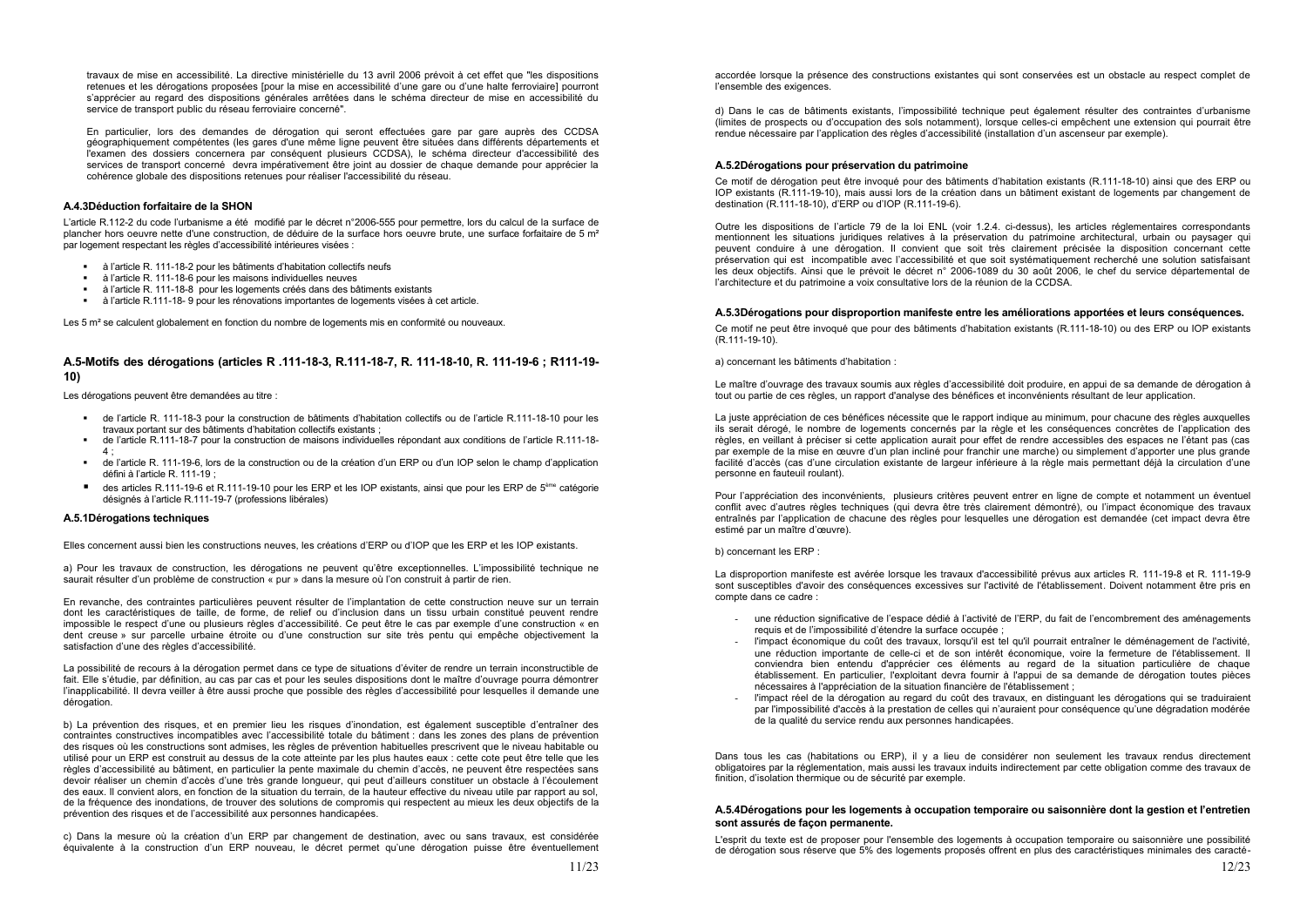travaux de mise en accessibilité. La directive ministérielle du 13 avril 2006 prévoit à cet effet que "les dispositions retenues et les dérogations proposées [pour la mise en accessibilité d'une gare ou d'une halte ferroviaire] pourront s'apprécier au regard des dispositions générales arrêtées dans le schéma directeur de mise en accessibilité du service de transport public du réseau ferroviaire concerné".

En particulier, lors des demandes de dérogation qui seront effectuées gare par gare auprès des CCDSA géographiquement compétentes (les gares d'une même ligne peuvent être situées dans différents départements et l'examen des dossiers concernera par conséquent plusieurs CCDSA), le schéma directeur d'accessibilité des services de transport concerné devra impérativement être joint au dossier de chaque demande pour apprécier la cohérence globale des dispositions retenues pour réaliser l'accessibilité du réseau.

### A.4.3Déduction forfaitaire de la SHON

L'article R.112-2 du code l'urbanisme a été modifié par le décret n°2006-555 pour permettre, lors du calcul de la surface de plancher hors oeuvre nette d'une construction, de déduire de la surface hors oeuvre brute, une surface forfaitaire de 5 m² par logement respectant les règles d'accessibilité intérieures visées :

- à l'article R. 111-18-2 pour les bâtiments d'habitation collectifs neufs
- à l'article R. 111-18-6 pour les maisons individuelles neuves
- à l'article R. 111-18-8 pour les logements créés dans des bâtiments existants
- à l'article R.111-18- 9 pour les rénovations importantes de logements visées à cet article.

Les 5 m² se calculent globalement en fonction du nombre de logements mis en conformité ou nouveaux.

## A.5-Motifs des dérogations (articles R .111-18-3, R.111-18-7, R. 111-18-10, R. 111-19-6 ; R111-19-10)

Les dérogations peuvent être demandées au titre :

- de l'article R. 111-18-3 pour la construction de bâtiments d'habitation collectifs ou de l'article R.111-18-10 pour les travaux portant sur des bâtiments d'habitation collectifs existants ;
- de l'article R.111-18-7 pour la construction de maisons individuelles répondant aux conditions de l'article R.111-18-4 ;
- de l'article R. 111-19-6, lors de la construction ou de la création d'un ERP ou d'un IOP selon le champ d'application défini à l'article R. 111-19 ;
- des articles R.111-19-6 et R.111-19-10 pour les ERP et les IOP existants, ainsi que pour les ERP de 5ème catégorie désignés à l'article R.111-19-7 (professions libérales)

### A.5.1Dérogations techniques

Elles concernent aussi bien les constructions neuves, les créations d'ERP ou d'IOP que les ERP et les IOP existants.

a) Pour les travaux de construction, les dérogations ne peuvent qu'être exceptionnelles. L'impossibilité technique ne saurait résulter d'un problème de construction « pur » dans la mesure où l'on construit à partir de rien.

En revanche, des contraintes particulières peuvent résulter de l'implantation de cette construction neuve sur un terrain dont les caractéristiques de taille, de forme, de relief ou d'inclusion dans un tissu urbain constitué peuvent rendre impossible le respect d'une ou plusieurs règles d'accessibilité. Ce peut être le cas par exemple d'une construction « en dent creuse » sur parcelle urbaine étroite ou d'une construction sur site très pentu qui empêche objectivement la satisfaction d'une des règles d'accessibilité.

La possibilité de recours à la dérogation permet dans ce type de situations d'éviter de rendre un terrain inconstructible de fait. Elle s'étudie, par définition, au cas par cas et pour les seules dispositions dont le maître d'ouvrage pourra démontrer l'inapplicabilité. Il devra veiller à être aussi proche que possible des règles d'accessibilité pour lesquelles il demande une dérogation.

b) La prévention des risques, et en premier lieu les risques d'inondation, est également susceptible d'entraîner des contraintes constructives incompatibles avec l'accessibilité totale du bâtiment : dans les zones des plans de prévention des risques où les constructions sont admises, les règles de prévention habituelles prescrivent que le niveau habitable ou utilisé pour un ERP est construit au dessus de la cote atteinte par les plus hautes eaux : cette cote peut être telle que les règles d'accessibilité au bâtiment, en particulier la pente maximale du chemin d'accès, ne peuvent être respectées sans devoir réaliser un chemin d'accès d'une très grande longueur, qui peut d'ailleurs constituer un obstacle à l'écoulement des eaux. Il convient alors, en fonction de la situation du terrain, de la hauteur effective du niveau utile par rapport au sol, de la fréquence des inondations, de trouver des solutions de compromis qui respectent au mieux les deux objectifs de la prévention des risques et de l'accessibilité aux personnes handicapées.

c) Dans la mesure où la création d'un ERP par changement de destination, avec ou sans travaux, est considérée équivalente à la construction d'un ERP nouveau, le décret permet qu'une dérogation puisse être éventuellement accordée lorsque la présence des constructions existantes qui sont conservées est un obstacle au respect complet de l'ensemble des exigences.

d) Dans le cas de bâtiments existants, l'impossibilité technique peut également résulter des contraintes d'urbanisme (limites de prospects ou d'occupation des sols notamment), lorsque celles-ci empêchent une extension qui pourrait être rendue nécessaire par l'application des règles d'accessibilité (installation d'un ascenseur par exemple).

### A.5.2Dérogations pour préservation du patrimoine

Ce motif de dérogation peut être invoqué pour des bâtiments d'habitation existants (R.111-18-10) ainsi que des ERP ou IOP existants (R.111-19-10), mais aussi lors de la création dans un bâtiment existant de logements par changement de destination (R.111-18-10), d'ERP ou d'IOP (R.111-19-6).

Outre les dispositions de l'article 79 de la loi ENL (voir 1.2.4. ci-dessus), les articles réglementaires correspondants mentionnent les situations juridiques relatives à la préservation du patrimoine architectural, urbain ou paysager qui peuvent conduire à une dérogation. Il convient que soit très clairement précisée la disposition concernant cette préservation qui est incompatible avec l'accessibilité et que soit systématiquement recherché une solution satisfaisant les deux objectifs. Ainsi que le prévoit le décret n° 2006-1089 du 30 août 2006, le chef du service départemental de l'architecture et du patrimoine a voix consultative lors de la réunion de la CCDSA.

### A.5.3Dérogations pour disproportion manifeste entre les améliorations apportées et leurs conséquences.

Ce motif ne peut être invoqué que pour des bâtiments d'habitation existants (R.111-18-10) ou des ERP ou IOP existants (R.111-19-10).

a) concernant les bâtiments d'habitation :

Le maître d'ouvrage des travaux soumis aux règles d'accessibilité doit produire, en appui de sa demande de dérogation à tout ou partie de ces règles, un rapport d'analyse des bénéfices et inconvénients résultant de leur application.

La juste appréciation de ces bénéfices nécessite que le rapport indique au minimum, pour chacune des règles auxquelles ils serait dérogé, le nombre de logements concernés par la règle et les conséquences concrètes de l'application des règles, en veillant à préciser si cette application aurait pour effet de rendre accessibles des espaces ne l'étant pas (cas par exemple de la mise en œuvre d'un plan incliné pour franchir une marche) ou simplement d'apporter une plus grande facilité d'accès (cas d'une circulation existante de largeur inférieure à la règle mais permettant déjà la circulation d'une personne en fauteuil roulant).

Pour l'appréciation des inconvénients, plusieurs critères peuvent entrer en ligne de compte et notamment un éventuel conflit avec d'autres règles techniques (qui devra être très clairement démontré), ou l'impact économique des travaux entraînés par l'application de chacune des règles pour lesquelles une dérogation est demandée (cet impact devra être estimé par un maître d'œuvre).

b) concernant les ERP :

La disproportion manifeste est avérée lorsque les travaux d'accessibilité prévus aux articles R. 111-19-8 et R. 111-19-9 sont susceptibles d'avoir des conséquences excessives sur l'activité de l'établissement. Doivent notamment être pris en compte dans ce cadre :

- une réduction significative de l'espace dédié à l'activité de l'ERP, du fait de l'encombrement des aménagements requis et de l'impossibilité d'étendre la surface occupée ;
- l'impact économique du coût des travaux, lorsqu'il est tel qu'il pourrait entraîner le déménagement de l'activité, une réduction importante de celle-ci et de son intérêt économique, voire la fermeture de l'établissement. Il conviendra bien entendu d'apprécier ces éléments au regard de la situation particulière de chaque établissement. En particulier, l'exploitant devra fournir à l'appui de sa demande de dérogation toutes pièces nécessaires à l'appréciation de la situation financière de l'établissement ;
- l'impact réel de la dérogation au regard du coût des travaux, en distinguant les dérogations qui se traduiraient par l'impossibilité d'accès à la prestation de celles qui n'auraient pour conséquence qu'une dégradation modérée de la qualité du service rendu aux personnes handicapées.

Dans tous les cas (habitations ou ERP), il y a lieu de considérer non seulement les travaux rendus directement obligatoires par la réglementation, mais aussi les travaux induits indirectement par cette obligation comme des travaux de finition, d'isolation thermique ou de sécurité par exemple.

### A.5.4Dérogations pour les logements à occupation temporaire ou saisonnière dont la gestion et l'entretien sont assurés de façon permanente.

L'esprit du texte est de proposer pour l'ensemble des logements à occupation temporaire ou saisonnière une possibilité de dérogation sous réserve que 5% des logements proposés offrent en plus des caractéristiques minimales des caracté-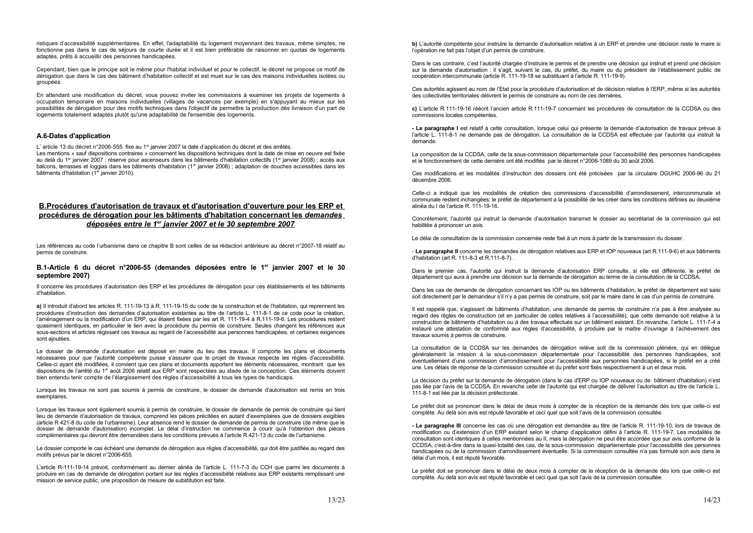ristiques d'accessibilité supplémentaires. En effet, l'adaptabilité du logement moyennant des travaux, même simples, ne fonctionne pas dans le cas de séjours de courte durée et il est bien préférable de raisonner en quotas de logements adaptés, prêts à accueillir des personnes handicapées.

Cependant, bien que le principe soit le même pour l'habitat individuel et pour le collectif, le décret ne propose ce motif de dérogation que dans le cas des bâtiment d'habitation collectif et est muet sur le cas des maisons individuelles isolées ou groupées.

En attendant une modification du décret, vous pouvez inviter les commissions à examiner les projets de logements à occupation temporaire en maisons individuelles (villages de vacances par exemple) en s'appuyant au mieux sur les possibilités de dérogation pour des motifs techniques dans l'objectif de permettre la production dès livraison d'un part de logements totalement adaptés plutôt qu'une adaptabilité de l'ensemble des logements.

### A.6-Dates d'application

L' article 13 du décret n°2006-555 fixe au 1er janvier 2007 la date d'application du décret et des arrêtés.
Les mentions « sauf dispositions contraires » concernent les dispositions techniques dont la date de mise en oeuvre est fixée au delà du 1er janvier 2007 : réserve pour ascenseurs dans les bâtiments d'habitation collectifs (1er janvier 2008) ; accès aux balcons, terrasses et loggias dans les bâtiments d'habitation (1er janvier 2008) ; adaptation de douches accessibles dans les bâtiments d'habitation (1er janvier 2010).

## B.Procédures d'autorisation de travaux et d'autorisation d'ouverture pour les ERP et procédures de dérogation pour les bâtiments d'habitation concernant les *demandes déposées entre le 1er janvier 2007 et le 30 septembre 2007*

Les références au code l'urbanisme dans ce chapitre B sont celles de sa rédaction antérieure au décret n°2007-18 relatif au permis de construire.

### B.1-Article 6 du décret n°2006-55 (demandes déposées entre le 1er janvier 2007 et le 30 septembre 2007)

Il concerne les procédures d'autorisation des ERP et les procédures de dérogation pour ces établissements et les bâtiments d'habitation.

**a)** Il introduit d'abord les articles R. 111-19-13 à R. 111-19-15 du code de la construction et de l'habitation, qui reprennent les procédures d'instruction des demandes d'autorisation existantes au titre de l'article L. 111-8-1 de ce code pour la création, l'aménagement ou la modification d'un ERP, qui étaient fixées par les art R. 111-19-4 à R.111-19-6. Les procédures restent quasiment identiques, en particulier le lien avec la procédure du permis de construire. Seules changent les références aux sous-sections et articles régissant ces travaux au regard de l'accessibilité aux personnes handicapées, et certaines exigences sont ajoutées.

Le dossier de demande d'autorisation est déposé en mairie du lieu des travaux. Il comporte les plans et documents nécessaires pour que l'autorité compétente puisse s'assurer que le projet de travaux respecte les règles d'accessibilité. Celles-ci ayant été modifiées, il convient que ces plans et documents apportent les éléments nécessaires, montrant que les dispositions de l'arrêté du 1er août 2006 relatif aux ERP sont respectées au stade de la conception. Ces éléments doivent bien entendu tenir compte de l'élargissement des règles d'accessibilité à tous les types de handicaps.

Lorsque les travaux ne sont pas soumis à permis de construire, le dossier de demande d'autorisation est remis en trois exemplaires.

Lorsque les travaux sont également soumis à permis de construire, le dossier de demande de permis de construire qui tient lieu de demande d'autorisation de travaux, comprend les pièces précitées en autant d'exemplaires que de dossiers exigibles (article R 421-8 du code de l'urbanisme). Leur absence rend le dossier de demande de permis de construire (de même que le dossier de demande d'autorisation) incomplet. Le délai d'instruction ne commence à courir qu'à l'obtention des pièces complémentaires qui devront être demandées dans les conditions prévues à l'article R.421-13 du code de l'urbanisme.

Le dossier comporte le cas échéant une demande de dérogation aux règles d'accessibilité, qui doit être justifiée au regard des motifs prévus par le décret n°2006-655.

L'article R-111-19-14 prévoit, conformément au dernier alinéa de l'article L. 111-7-3 du CCH que parmi les documents à produire en cas de demande de dérogation portant sur les règles d'accessibilité relatives aux ERP existants remplissant une mission de service public, une proposition de mesure de substitution est faite.

**b)** L'autorité compétente pour instruire la demande d'autorisation relative à un ERP et prendre une décision reste le maire si l'opération ne fait pas l'objet d'un permis de construire.

Dans le cas contraire, c'est l'autorité chargée d'instruire le permis et de prendre une décision qui instruit et prend une décision sur la demande d'autorisation : il s'agit, suivant le cas, du préfet, du maire ou du président de l'établissement public de coopération intercommunale (article R. 111-19-18 se substituant à l'article R. 111-19-9).

Ces autorités agissent au nom de l'Etat pour la procédure d'autorisation et de décision relative à l'ERP, même si les autorités des collectivités territoriales délivrent le permis de construire au nom de ces dernières.

**c)** L'article R.111-19-16 réécrit l'ancien article R.111-19-7 concernant les procédures de consultation de la CCDSA ou des commissions locales compétentes.

**- Le paragraphe I** est relatif à cette consultation, lorsque celui qui présente la demande d'autorisation de travaux prévue à l'article L. 111-8-1 ne demande pas de dérogation. La consultation de la CCDSA est effectuée par l'autorité qui instruit la demande.

La composition de la CCDSA, celle de la sous-commission départementale pour l'accessibilité des personnes handicapées et le fonctionnement de cette dernière ont été modifiés par le décret n°2006-1089 du 30 août 2006.

Ces modifications et les modalités d'instruction des dossiers ont été précisées par la circulaire DGUHC 2006-96 du 21 décembre 2006.

Celle-ci a indiqué que les modalités de création des commissions d'accessibilité d'arrondissement, intercommunale et communale restent inchangées: le préfet de département a la possibilité de les créer dans les conditions définies au deuxième alinéa du I de l'article R. 111-19-16.

Concrètement, l'autorité qui instruit la demande d'autorisation transmet le dossier au secrétariat de la commission qui est habilitée à prononcer un avis.

Le délai de consultation de la commission concernée reste fixé à un mois à partir de la transmission du dossier.

- **Le paragraphe II** concerne les demandes de dérogation relatives aux ERP et IOP nouveaux (art R.111-9-6) et aux bâtiments d'habitation (art R. 111-8-3 et R.111-8-7) .

Dans le premier cas, l'autorité qui instruit la demande d'autorisation ERP consulte, si elle est différente, le préfet de département qui aura à prendre une décision sur la demande de dérogation au terme de la consultation de la CCDSA.

Dans les cas de demande de dérogation concernant les IOP ou les bâtiments d'habitation, le préfet de département est saisi soit directement par le demandeur s'il n'y a pas permis de construire, soit par le maire dans le cas d'un permis de construire.

Il est rappelé que, s'agissant de bâtiments d'habitation, une demande de permis de construire n'a pas à être analysée au regard des règles de construction (et en particulier de celles relatives à l'accessibilité), que cette demande soit relative à la construction de bâtiments d'habitation ou à des travaux effectués sur un bâtiment existant. En revanche, l'article L. 111-7-4 a instauré une attestation de conformité aux règles d'accessibilité, à produire par le maître d'ouvrage à l'achèvement des travaux soumis à permis de construire.

La consultation de la CCDSA sur les demandes de dérogation relève soit de la commission plénière, qui en délègue généralement la mission à la sous-commission départementale pour l'accessibilité des personnes handicapées, soit éventuellement d'une commission d'arrondissement pour l'accessibilité aux personnes handicapées, si le préfet en a créé une. Les délais de réponse de la commission consultée et du préfet sont fixés respectivement à un et deux mois.

La décision du préfet sur la demande de dérogation (dans le cas d'ERP ou IOP nouveaux ou de bâtiment d'habitation) n'est pas liée par l'avis de la CCDSA. En revanche celle de l'autorité qui est chargée de délivrer l'autorisation au titre de l'article L. 111-8-1 est liée par la décision préfectorale.

Le préfet doit se prononcer dans le délai de deux mois à compter de la réception de la demande dès lors que celle-ci est complète. Au delà son avis est réputé favorable et ceci quel que soit l'avis de la commission consultée.

**- Le paragraphe III** concerne les cas où une dérogation est demandée au titre de l'article R. 111-19-10, lors de travaux de modification ou d'extension d'un ERP existant selon le champ d'application défini à l'article R. 111-19-7. Les modalités de consultation sont identiques à celles mentionnées au II, mais la dérogation ne peut être accordée que sur avis conforme de la CCDSA, c'est-à-dire dans la quasi-totalité des cas, de la sous-commission départementale pour l'accessibilité des personnes handicapées ou de la commission d'arrondissement éventuelle. Si la commission consultée n'a pas formulé son avis dans le délai d'un mois, il est réputé favorable.

Le préfet doit se prononcer dans le délai de deux mois à compter de la réception de la demande dès lors que celle-ci est complète. Au delà son avis est réputé favorable et ceci quel que soit l'avis de la commission consultée.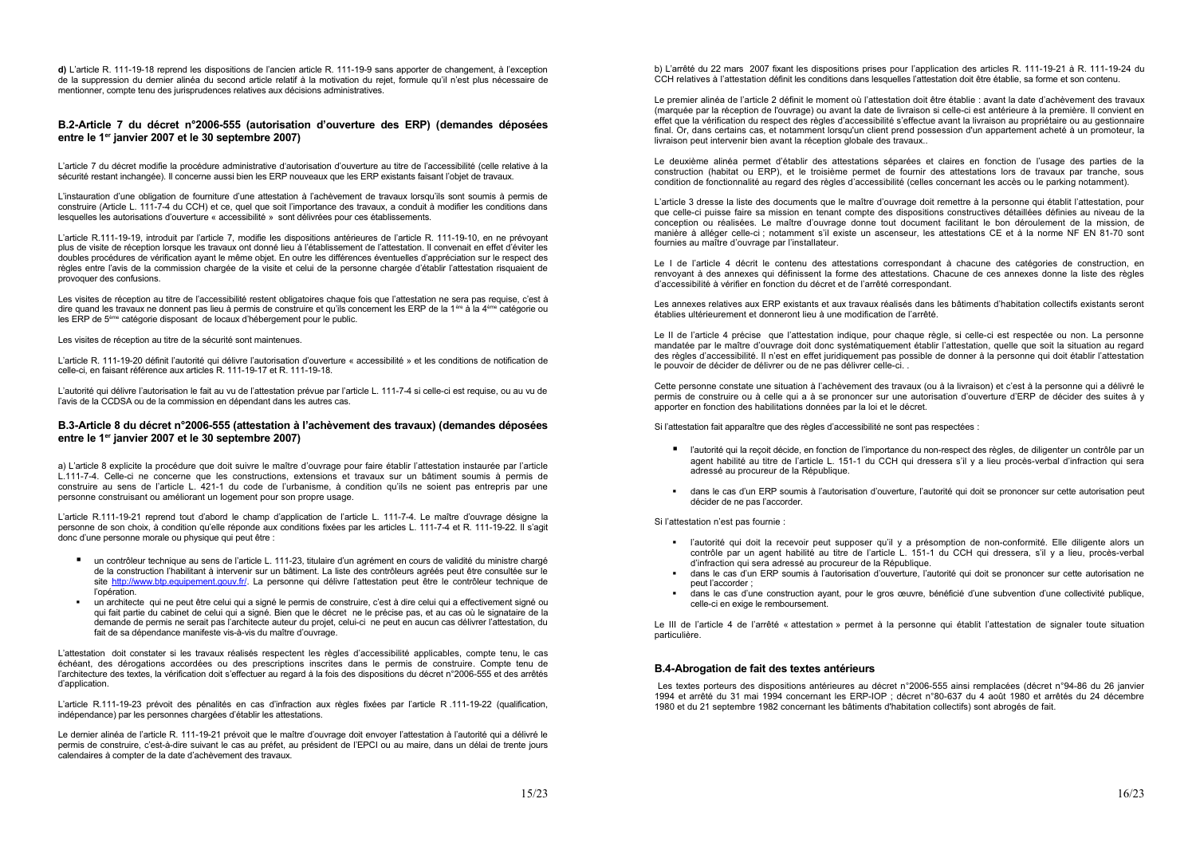**d)** L'article R. 111-19-18 reprend les dispositions de l'ancien article R. 111-19-9 sans apporter de changement, à l'exception de la suppression du dernier alinéa du second article relatif à la motivation du rejet, formule qu'il n'est plus nécessaire de mentionner, compte tenu des jurisprudences relatives aux décisions administratives.

### B.2-Article 7 du décret n°2006-555 (autorisation d'ouverture des ERP) (demandes déposées entre le 1er janvier 2007 et le 30 septembre 2007)

L'article 7 du décret modifie la procédure administrative d'autorisation d'ouverture au titre de l'accessibilité (celle relative à la sécurité restant inchangée). Il concerne aussi bien les ERP nouveaux que les ERP existants faisant l'objet de travaux.

L'instauration d'une obligation de fourniture d'une attestation à l'achèvement de travaux lorsqu'ils sont soumis à permis de construire (Article L. 111-7-4 du CCH) et ce, quel que soit l'importance des travaux, a conduit à modifier les conditions dans lesquelles les autorisations d'ouverture « accessibilité » sont délivrées pour ces établissements.

L'article R.111-19-19, introduit par l'article 7, modifie les dispositions antérieures de l'article R. 111-19-10, en ne prévoyant plus de visite de réception lorsque les travaux ont donné lieu à l'établissement de l'attestation. Il convenait en effet d'éviter les doubles procédures de vérification ayant le même objet. En outre les différences éventuelles d'appréciation sur le respect des règles entre l'avis de la commission chargée de la visite et celui de la personne chargée d'établir l'attestation risquaient de provoquer des confusions.

Les visites de réception au titre de l'accessibilité restent obligatoires chaque fois que l'attestation ne sera pas requise, c'est à dire quand les travaux ne donnent pas lieu à permis de construire et qu'ils concernent les ERP de la 1ère à la 4ème catégorie ou les ERP de 5ème catégorie disposant de locaux d'hébergement pour le public.

Les visites de réception au titre de la sécurité sont maintenues.

L'article R. 111-19-20 définit l'autorité qui délivre l'autorisation d'ouverture « accessibilité » et les conditions de notification de celle-ci, en faisant référence aux articles R. 111-19-17 et R. 111-19-18.

L'autorité qui délivre l'autorisation le fait au vu de l'attestation prévue par l'article L. 111-7-4 si celle-ci est requise, ou au vu de l'avis de la CCDSA ou de la commission en dépendant dans les autres cas.

### B.3-Article 8 du décret n°2006-555 (attestation à l'achèvement des travaux) (demandes déposées entre le 1er janvier 2007 et le 30 septembre 2007)

a) L'article 8 explicite la procédure que doit suivre le maître d'ouvrage pour faire établir l'attestation instaurée par l'article L.111-7-4. Celle-ci ne concerne que les constructions, extensions et travaux sur un bâtiment soumis à permis de construire au sens de l'article L. 421-1 du code de l'urbanisme, à condition qu'ils ne soient pas entrepris par une personne construisant ou améliorant un logement pour son propre usage.

L'article R.111-19-21 reprend tout d'abord le champ d'application de l'article L. 111-7-4. Le maître d'ouvrage désigne la personne de son choix, à condition qu'elle réponde aux conditions fixées par les articles L. 111-7-4 et R. 111-19-22. Il s'agit donc d'une personne morale ou physique qui peut être :

- un contrôleur technique au sens de l'article L. 111-23, titulaire d'un agrément en cours de validité du ministre chargé de la construction l'habilitant à intervenir sur un bâtiment. La liste des contrôleurs agréés peut être consultée sur le site http://www.btp.equipement.gouv.fr/. La personne qui délivre l'attestation peut être le contrôleur technique de l'opération.
- un architecte qui ne peut être celui qui a signé le permis de construire, c'est à dire celui qui a effectivement signé ou qui fait partie du cabinet de celui qui a signé. Bien que le décret ne le précise pas, et au cas où le signataire de la demande de permis ne serait pas l'architecte auteur du projet, celui-ci ne peut en aucun cas délivrer l'attestation, du fait de sa dépendance manifeste vis-à-vis du maître d'ouvrage.

L'attestation doit constater si les travaux réalisés respectent les règles d'accessibilité applicables, compte tenu, le cas échéant, des dérogations accordées ou des prescriptions inscrites dans le permis de construire. Compte tenu de l'architecture des textes, la vérification doit s'effectuer au regard à la fois des dispositions du décret n°2006-555 et des arrêtés d'application.

L'article R.111-19-23 prévoit des pénalités en cas d'infraction aux règles fixées par l'article R .111-19-22 (qualification, indépendance) par les personnes chargées d'établir les attestations.

Le dernier alinéa de l'article R. 111-19-21 prévoit que le maître d'ouvrage doit envoyer l'attestation à l'autorité qui a délivré le permis de construire, c'est-à-dire suivant le cas au préfet, au président de l'EPCI ou au maire, dans un délai de trente jours calendaires à compter de la date d'achèvement des travaux.

b) L'arrêté du 22 mars 2007 fixant les dispositions prises pour l'application des articles R. 111-19-21 à R. 111-19-24 du CCH relatives à l'attestation définit les conditions dans lesquelles l'attestation doit être établie, sa forme et son contenu.

Le premier alinéa de l'article 2 définit le moment où l'attestation doit être établie : avant la date d'achèvement des travaux (marquée par la réception de l'ouvrage) ou avant la date de livraison si celle-ci est antérieure à la première. Il convient en effet que la vérification du respect des règles d'accessibilité s'effectue avant la livraison au propriétaire ou au gestionnaire final. Or, dans certains cas, et notamment lorsqu'un client prend possession d'un appartement acheté à un promoteur, la livraison peut intervenir bien avant la réception globale des travaux..

Le deuxième alinéa permet d'établir des attestations séparées et claires en fonction de l'usage des parties de la construction (habitat ou ERP), et le troisième permet de fournir des attestations lors de travaux par tranche, sous condition de fonctionnalité au regard des règles d'accessibilité (celles concernant les accès ou le parking notamment).

L'article 3 dresse la liste des documents que le maître d'ouvrage doit remettre à la personne qui établit l'attestation, pour que celle-ci puisse faire sa mission en tenant compte des dispositions constructives détaillées définies au niveau de la conception ou réalisées. Le maître d'ouvrage donne tout document facilitant le bon déroulement de la mission, de manière à alléger celle-ci ; notamment s'il existe un ascenseur, les attestations CE et à la norme NF EN 81-70 sont fournies au maître d'ouvrage par l'installateur.

Le I de l'article 4 décrit le contenu des attestations correspondant à chacune des catégories de construction, en renvoyant à des annexes qui définissent la forme des attestations. Chacune de ces annexes donne la liste des règles d'accessibilité à vérifier en fonction du décret et de l'arrêté correspondant.

Les annexes relatives aux ERP existants et aux travaux réalisés dans les bâtiments d'habitation collectifs existants seront établies ultérieurement et donneront lieu à une modification de l'arrêté.

Le II de l'article 4 précise que l'attestation indique, pour chaque règle, si celle-ci est respectée ou non. La personne mandatée par le maître d'ouvrage doit donc systématiquement établir l'attestation, quelle que soit la situation au regard des règles d'accessibilité. Il n'est en effet juridiquement pas possible de donner à la personne qui doit établir l'attestation le pouvoir de décider de délivrer ou de ne pas délivrer celle-ci. .

Cette personne constate une situation à l'achèvement des travaux (ou à la livraison) et c'est à la personne qui a délivré le permis de construire ou à celle qui a à se prononcer sur une autorisation d'ouverture d'ERP de décider des suites à y apporter en fonction des habilitations données par la loi et le décret.

Si l'attestation fait apparaître que des règles d'accessibilité ne sont pas respectées :

- l'autorité qui la reçoit décide, en fonction de l'importance du non-respect des règles, de diligenter un contrôle par un agent habilité au titre de l'article L. 151-1 du CCH qui dressera s'il y a lieu procès-verbal d'infraction qui sera adressé au procureur de la République.
- dans le cas d'un ERP soumis à l'autorisation d'ouverture, l'autorité qui doit se prononcer sur cette autorisation peut décider de ne pas l'accorder.

Si l'attestation n'est pas fournie :

- l'autorité qui doit la recevoir peut supposer qu'il y a présomption de non-conformité. Elle diligente alors un contrôle par un agent habilité au titre de l'article L. 151-1 du CCH qui dressera, s'il y a lieu, procès-verbal d'infraction qui sera adressé au procureur de la République.
- dans le cas d'un ERP soumis à l'autorisation d'ouverture, l'autorité qui doit se prononcer sur cette autorisation ne peut l'accorder ;
- dans le cas d'une construction ayant, pour le gros œuvre, bénéficié d'une subvention d'une collectivité publique, celle-ci en exige le remboursement.

Le III de l'article 4 de l'arrêté « attestation » permet à la personne qui établit l'attestation de signaler toute situation particulière.

### B.4-Abrogation de fait des textes antérieurs

Les textes porteurs des dispositions antérieures au décret n°2006-555 ainsi remplacées (décret n°94-86 du 26 janvier 1994 et arrêté du 31 mai 1994 concernant les ERP-IOP ; décret n°80-637 du 4 août 1980 et arrêtés du 24 décembre 1980 et du 21 septembre 1982 concernant les bâtiments d'habitation collectifs) sont abrogés de fait.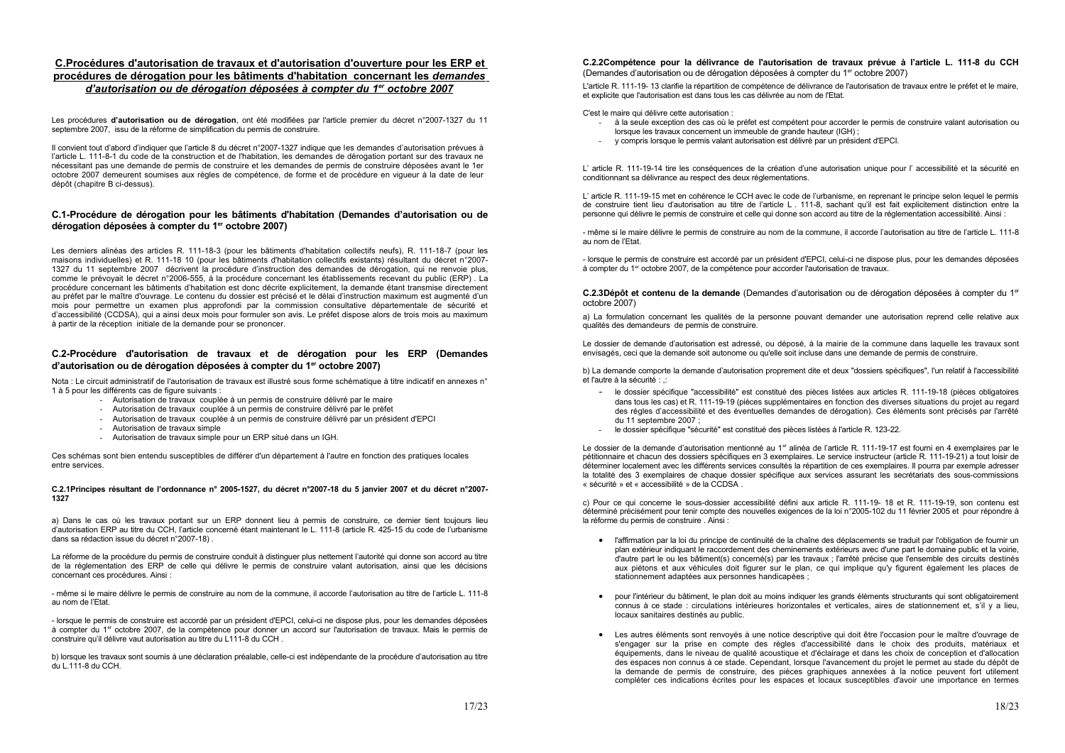## C.Procédures d'autorisation de travaux et d'autorisation d'ouverture pour les ERP et procédures de dérogation pour les bâtiments d'habitation concernant les *demandes d'autorisation ou de dérogation déposées à compter du 1er octobre 2007*

Les procédures **d'autorisation ou de dérogation**, ont été modifiées par l'article premier du décret n°2007-1327 du 11 septembre 2007, issu de la réforme de simplification du permis de construire.

Il convient tout d'abord d'indiquer que l'article 8 du décret n°2007-1327 indique que les demandes d'autorisation prévues à l'article L. 111-8-1 du code de la construction et de l'habitation, les demandes de dérogation portant sur des travaux ne nécessitant pas une demande de permis de construire et les demandes de permis de construire déposées avant le 1er octobre 2007 demeurent soumises aux règles de compétence, de forme et de procédure en vigueur à la date de leur dépôt (chapitre B ci-dessus).

### C.1-Procédure de dérogation pour les bâtiments d'habitation (Demandes d'autorisation ou de dérogation déposées à compter du 1er octobre 2007)

Les derniers alinéas des articles R. 111-18-3 (pour les bâtiments d'habitation collectifs neufs), R. 111-18-7 (pour les maisons individuelles) et R. 111-18 10 (pour les bâtiments d'habitation collectifs existants) résultant du décret n°2007-1327 du 11 septembre 2007 décrivent la procédure d'instruction des demandes de dérogation, qui ne renvoie plus, comme le prévoyait le décret n°2006-555, à la procédure concernant les établissements recevant du public (ERP) . La procédure concernant les bâtiments d'habitation est donc décrite explicitement, la demande étant transmise directement au préfet par le maître d'ouvrage. Le contenu du dossier est précisé et le délai d'instruction maximum est augmenté d'un mois pour permettre un examen plus approfondi par la commission consultative départementale de sécurité et d'accessibilité (CCDSA), qui a ainsi deux mois pour formuler son avis. Le préfet dispose alors de trois mois au maximum à partir de la réception initiale de la demande pour se prononcer.

### C.2-Procédure d'autorisation de travaux et de dérogation pour les ERP (Demandes d'autorisation ou de dérogation déposées à compter du 1er octobre 2007)

Nota : Le circuit administratif de l'autorisation de travaux est illustré sous forme schématique à titre indicatif en annexes n° 1 à 5 pour les différents cas de figure suivants :

- Autorisation de travaux couplée à un permis de construire délivré par le maire
- Autorisation de travaux couplée à un permis de construire délivré par le préfet
- Autorisation de travaux couplée à un permis de construire délivré par un président d'EPCI
- Autorisation de travaux simple
- Autorisation de travaux simple pour un ERP situé dans un IGH.

Ces schémas sont bien entendu susceptibles de différer d'un département à l'autre en fonction des pratiques locales entre services.

#### C.2.1Principes résultant de l'ordonnance n° 2005-1527, du décret n°2007-18 du 5 janvier 2007 et du décret n°2007-1327

a) Dans le cas où les travaux portant sur un ERP donnent lieu à permis de construire, ce dernier tient toujours lieu d'autorisation ERP au titre du CCH, l'article concerné étant maintenant le L. 111-8 (article R. 425-15 du code de l'urbanisme dans sa rédaction issue du décret n°2007-18) .

La réforme de la procédure du permis de construire conduit à distinguer plus nettement l'autorité qui donne son accord au titre de la réglementation des ERP de celle qui délivre le permis de construire valant autorisation, ainsi que les décisions concernant ces procédures. Ainsi :

- même si le maire délivre le permis de construire au nom de la commune, il accorde l'autorisation au titre de l'article L. 111-8 au nom de l'Etat.

- lorsque le permis de construire est accordé par un président d'EPCI, celui-ci ne dispose plus, pour les demandes déposées à compter du 1er octobre 2007, de la compétence pour donner un accord sur l'autorisation de travaux. Mais le permis de construire qu'il délivre vaut autorisation au titre du L111-8 du CCH .

b) lorsque les travaux sont soumis à une déclaration préalable, celle-ci est indépendante de la procédure d'autorisation au titre du L.111-8 du CCH.

#### C.2.2Compétence pour la délivrance de l'autorisation de travaux prévue à l'article L. 111-8 du CCH

(Demandes d'autorisation ou de dérogation déposées à compter du 1er octobre 2007)

L'article R. 111-19- 13 clarifie la répartition de compétence de délivrance de l'autorisation de travaux entre le préfet et le maire, et explicite que l'autorisation est dans tous les cas délivrée au nom de l'Etat.

C'est le maire qui délivre cette autorisation :

- à la seule exception des cas où le préfet est compétent pour accorder le permis de construire valant autorisation ou lorsque les travaux concernent un immeuble de grande hauteur (IGH) ;
- y compris lorsque le permis valant autorisation est délivré par un président d'EPCI.

L' article R. 111-19-14 tire les conséquences de la création d'une autorisation unique pour l' accessibilité et la sécurité en conditionnant sa délivrance au respect des deux réglementations.

L' article R. 111-19-15 met en cohérence le CCH avec le code de l'urbanisme, en reprenant le principe selon lequel le permis de construire tient lieu d'autorisation au titre de l'article L . 111-8, sachant qu'il est fait explicitement distinction entre la personne qui délivre le permis de construire et celle qui donne son accord au titre de la réglementation accessibilité. Ainsi :

- même si le maire délivre le permis de construire au nom de la commune, il accorde l'autorisation au titre de l'article L. 111-8 au nom de l'Etat.

- lorsque le permis de construire est accordé par un président d'EPCI, celui-ci ne dispose plus, pour les demandes déposées à compter du 1er octobre 2007, de la compétence pour accorder l'autorisation de travaux.

#### C.2.3Dépôt et contenu de la demande (Demandes d'autorisation ou de dérogation déposées à compter du 1er octobre 2007)

a) La formulation concernant les qualités de la personne pouvant demander une autorisation reprend celle relative aux qualités des demandeurs de permis de construire.

Le dossier de demande d'autorisation est adressé, ou déposé, à la mairie de la commune dans laquelle les travaux sont envisagés, ceci que la demande soit autonome ou qu'elle soit incluse dans une demande de permis de construire.

b) La demande comporte la demande d'autorisation proprement dite et deux "dossiers spécifiques", l'un relatif à l'accessibilité et l'autre à la sécurité : ,:

- le dossier spécifique "accessibilité" est constitué des pièces listées aux articles R. 111-19-18 (pièces obligatoires dans tous les cas) et R. 111-19-19 (pièces supplémentaires en fonction des diverses situations du projet au regard des règles d'accessibilité et des éventuelles demandes de dérogation). Ces éléments sont précisés par l'arrêté du 11 septembre 2007 ;
- le dossier spécifique "sécurité" est constitué des pièces listées à l'article R. 123-22.

Le dossier de la demande d'autorisation mentionné au 1er alinéa de l'article R. 111-19-17 est fourni en 4 exemplaires par le pétitionnaire et chacun des dossiers spécifiques en 3 exemplaires. Le service instructeur (article R. 111-19-21) a tout loisir de déterminer localement avec les différents services consultés la répartition de ces exemplaires. Il pourra par exemple adresser la totalité des 3 exemplaires de chaque dossier spécifique aux services assurant les secrétariats des sous-commissions « sécurité » et « accessibilité » de la CCDSA .

c) Pour ce qui concerne le sous-dossier accessibilité défini aux article R. 111-19- 18 et R. 111-19-19, son contenu est déterminé précisément pour tenir compte des nouvelles exigences de la loi n°2005-102 du 11 février 2005 et pour répondre à la réforme du permis de construire . Ainsi :

- l'affirmation par la loi du principe de continuité de la chaîne des déplacements se traduit par l'obligation de fournir un plan extérieur indiquant le raccordement des cheminements extérieurs avec d'une part le domaine public et la voirie, d'autre part le ou les bâtiment(s) concerné(s) par les travaux ; l'arrêté précise que l'ensemble des circuits destinés aux piétons et aux véhicules doit figurer sur le plan, ce qui implique qu'y figurent également les places de stationnement adaptées aux personnes handicapées ;

- pour l'intérieur du bâtiment, le plan doit au moins indiquer les grands éléments structurants qui sont obligatoirement connus à ce stade : circulations intérieures horizontales et verticales, aires de stationnement et, s'il y a lieu, locaux sanitaires destinés au public.

- Les autres éléments sont renvoyés à une notice descriptive qui doit être l'occasion pour le maître d'ouvrage de s'engager sur la prise en compte des règles d'accessibilité dans le choix des produits, matériaux et équipements, dans le niveau de qualité acoustique et d'éclairage et dans les choix de conception et d'allocation des espaces non connus à ce stade. Cependant, lorsque l'avancement du projet le permet au stade du dépôt de la demande de permis de construire, des pièces graphiques annexées à la notice peuvent fort utilement compléter ces indications écrites pour les espaces et locaux susceptibles d'avoir une importance en termes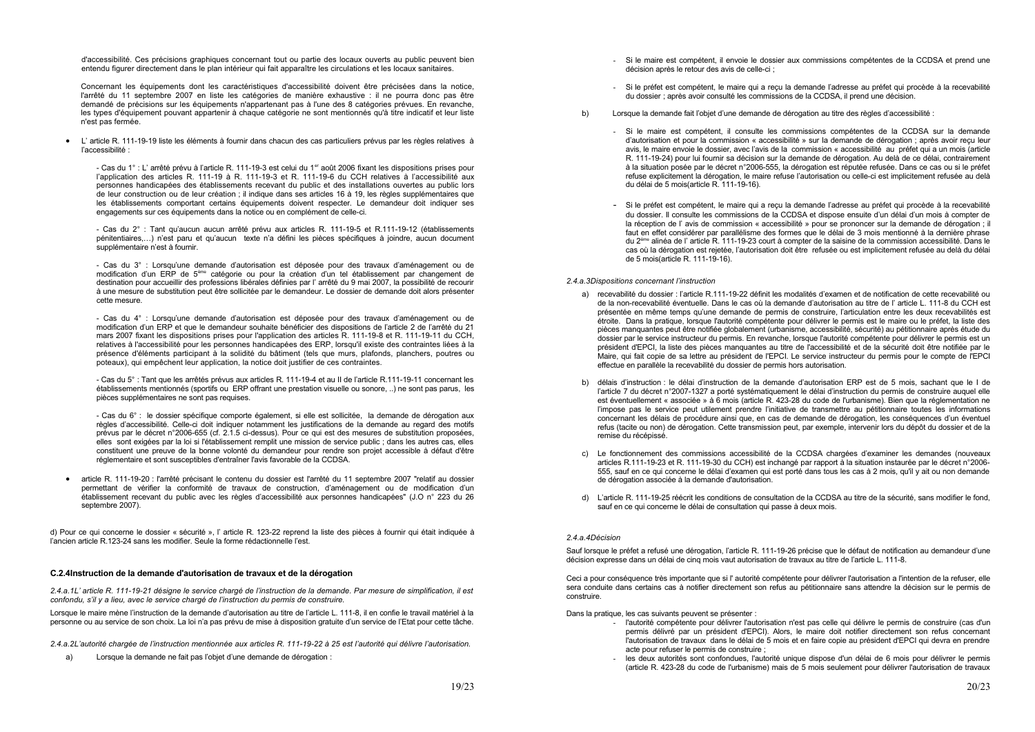d'accessibilité. Ces précisions graphiques concernant tout ou partie des locaux ouverts au public peuvent bien entendu figurer directement dans le plan intérieur qui fait apparaître les circulations et les locaux sanitaires.

Concernant les équipements dont les caractéristiques d'accessibilité doivent être précisées dans la notice, l'arrêté du 11 septembre 2007 en liste les catégories de manière exhaustive : il ne pourra donc pas être demandé de précisions sur les équipements n'appartenant pas à l'une des 8 catégories prévues. En revanche, les types d'équipement pouvant appartenir à chaque catégorie ne sont mentionnés qu'à titre indicatif et leur liste n'est pas fermée.

- L' article R. 111-19-19 liste les éléments à fournir dans chacun des cas particuliers prévus par les règles relatives à l'accessibilité :

  - Cas du 1° : L' arrêté prévu à l'article R. 111-19-3 est celui du 1er août 2006 fixant les dispositions prises pour l'application des articles R. 111-19 à R. 111-19-3 et R. 111-19-6 du CCH relatives à l'accessibilité aux personnes handicapées des établissements recevant du public et des installations ouvertes au public lors de leur construction ou de leur création ; il indique dans ses articles 16 à 19, les règles supplémentaires que les établissements comportant certains équipements doivent respecter. Le demandeur doit indiquer ses engagements sur ces équipements dans la notice ou en complément de celle-ci.

  - Cas du 2° : Tant qu'aucun aucun arrêté prévu aux articles R. 111-19-5 et R.111-19-12 (établissements pénitentiaires,…) n'est paru et qu'aucun texte n'a défini les pièces spécifiques à joindre, aucun document supplémentaire n'est à fournir.

  - Cas du 3° : Lorsqu'une demande d'autorisation est déposée pour des travaux d'aménagement ou de modification d'un ERP de 5ème catégorie ou pour la création d'un tel établissement par changement de destination pour accueillir des professions libérales définies par l' arrêté du 9 mai 2007, la possibilité de recourir à une mesure de substitution peut être sollicitée par le demandeur. Le dossier de demande doit alors présenter cette mesure.

  - Cas du 4° : Lorsqu'une demande d'autorisation est déposée pour des travaux d'aménagement ou de modification d'un ERP et que le demandeur souhaite bénéficier des dispositions de l'article 2 de l'arrêté du 21 mars 2007 fixant les dispositions prises pour l'application des articles R. 111-19-8 et R. 111-19-11 du CCH, relatives à l'accessibilité pour les personnes handicapées des ERP, lorsqu'il existe des contraintes liées à la présence d'éléments participant à la solidité du bâtiment (tels que murs, plafonds, planchers, poutres ou poteaux), qui empêchent leur application, la notice doit justifier de ces contraintes.

  - Cas du 5° : Tant que les arrêtés prévus aux articles R. 111-19-4 et au II de l'article R.111-19-11 concernant les établissements mentionnés (sportifs ou ERP offrant une prestation visuelle ou sonore, ..) ne sont pas parus, les pièces supplémentaires ne sont pas requises.

  - Cas du 6° : le dossier spécifique comporte également, si elle est sollicitée, la demande de dérogation aux règles d'accessibilité. Celle-ci doit indiquer notamment les justifications de la demande au regard des motifs prévus par le décret n°2006-655 (cf. 2.1.5 ci-dessus). Pour ce qui est des mesures de substitution proposées, elles sont exigées par la loi si l'établissement remplit une mission de service public ; dans les autres cas, elles constituent une preuve de la bonne volonté du demandeur pour rendre son projet accessible à défaut d'être réglementaire et sont susceptibles d'entraîner l'avis favorable de la CCDSA.

- article R. 111-19-20 : l'arrêté précisant le contenu du dossier est l'arrêté du 11 septembre 2007 "relatif au dossier permettant de vérifier la conformité de travaux de construction, d'aménagement ou de modification d'un établissement recevant du public avec les règles d'accessibilité aux personnes handicapées" (J.O n° 223 du 26 septembre 2007).

d) Pour ce qui concerne le dossier « sécurité », l' article R. 123-22 reprend la liste des pièces à fournir qui était indiquée à l'ancien article R.123-24 sans les modifier. Seule la forme rédactionnelle l'est.

### C.2.4Instruction de la demande d'autorisation de travaux et de la dérogation

*2.4.a.1L' article R. 111-19-21 désigne le service chargé de l'instruction de la demande. Par mesure de simplification, il est confondu, s'il y a lieu, avec le service chargé de l'instruction du permis de construire.*

Lorsque le maire mène l'instruction de la demande d'autorisation au titre de l'article L. 111-8, il en confie le travail matériel à la personne ou au service de son choix. La loi n'a pas prévu de mise à disposition gratuite d'un service de l'Etat pour cette tâche.

*2.4.a.2L'autorité chargée de l'instruction mentionnée aux articles R. 111-19-22 à 25 est l'autorité qui délivre l'autorisation.*

a) Lorsque la demande ne fait pas l'objet d'une demande de dérogation :

- Si le maire est compétent, il envoie le dossier aux commissions compétentes de la CCDSA et prend une décision après le retour des avis de celle-ci ;
- Si le préfet est compétent, le maire qui a reçu la demande l'adresse au préfet qui procède à la recevabilité du dossier ; après avoir consulté les commissions de la CCDSA, il prend une décision.

b) Lorsque la demande fait l'objet d'une demande de dérogation au titre des règles d'accessibilité :

- Si le maire est compétent, il consulte les commissions compétentes de la CCDSA sur la demande d'autorisation et pour la commission « accessibilité » sur la demande de dérogation ; après avoir reçu leur avis, le maire envoie le dossier, avec l'avis de la commission « accessibilité au préfet qui a un mois (article R. 111-19-24) pour lui fournir sa décision sur la demande de dérogation. Au delà de ce délai, contrairement à la situation posée par le décret n°2006-555, la dérogation est réputée refusée. Dans ce cas ou si le préfet refuse explicitement la dérogation, le maire refuse l'autorisation ou celle-ci est implicitement refusée au delà du délai de 5 mois(article R. 111-19-16).
- Si le préfet est compétent, le maire qui a reçu la demande l'adresse au préfet qui procède à la recevabilité du dossier. Il consulte les commissions de la CCDSA et dispose ensuite d'un délai d'un mois à compter de la réception de l' avis de commission « accessibilité » pour se prononcer sur la demande de dérogation ; il faut en effet considérer par parallélisme des formes que le délai de 3 mois mentionné à la dernière phrase du 2ème alinéa de l' article R. 111-19-23 court à compter de la saisine de la commission accessibilité. Dans le cas où la dérogation est rejetée, l'autorisation doit être refusée ou est implicitement refusée au delà du délai de 5 mois(article R. 111-19-16).

*2.4.a.3Dispositions concernant l'instruction*

a) recevabilité du dossier : l'article R.111-19-22 définit les modalités d'examen et de notification de cette recevabilité ou de la non-recevabilité éventuelle. Dans le cas où la demande d'autorisation au titre de l' article L. 111-8 du CCH est présentée en même temps qu'une demande de permis de construire, l'articulation entre les deux recevabilités est étroite. Dans la pratique, lorsque l'autorité compétente pour délivrer le permis est le maire ou le préfet, la liste des pièces manquantes peut être notifiée globalement (urbanisme, accessibilité, sécurité) au pétitionnaire après étude du dossier par le service instructeur du permis. En revanche, lorsque l'autorité compétente pour délivrer le permis est un président d'EPCI, la liste des pièces manquantes au titre de l'accessibilité et de la sécurité doit être notifiée par le Maire, qui fait copie de sa lettre au président de l'EPCI. Le service instructeur du permis pour le compte de l'EPCI effectue en parallèle la recevabilité du dossier de permis hors autorisation.

b) délais d'instruction : le délai d'instruction de la demande d'autorisation ERP est de 5 mois, sachant que le I de l'article 7 du décret n°2007-1327 a porté systématiquement le délai d'instruction du permis de construire auquel elle est éventuellement « associée » à 6 mois (article R. 423-28 du code de l'urbanisme). Bien que la réglementation ne l'impose pas le service peut utilement prendre l'initiative de transmettre au pétitionnaire toutes les informations concernant les délais de procédure ainsi que, en cas de demande de dérogation, les conséquences d'un éventuel refus (tacite ou non) de dérogation. Cette transmission peut, par exemple, intervenir lors du dépôt du dossier et de la remise du récépissé.

c) Le fonctionnement des commissions accessibilité de la CCDSA chargées d'examiner les demandes (nouveaux articles R.111-19-23 et R. 111-19-30 du CCH) est inchangé par rapport à la situation instaurée par le décret n°2006-555, sauf en ce qui concerne le délai d'examen qui est porté dans tous les cas à 2 mois, qu'il y ait ou non demande de dérogation associée à la demande d'autorisation.

d) L'article R. 111-19-25 réécrit les conditions de consultation de la CCDSA au titre de la sécurité, sans modifier le fond, sauf en ce qui concerne le délai de consultation qui passe à deux mois.

*2.4.a.4Décision*

Sauf lorsque le préfet a refusé une dérogation, l'article R. 111-19-26 précise que le défaut de notification au demandeur d'une décision expresse dans un délai de cinq mois vaut autorisation de travaux au titre de l'article L. 111-8.

Ceci a pour conséquence très importante que si l' autorité compétente pour délivrer l'autorisation a l'intention de la refuser, elle sera conduite dans certains cas à notifier directement son refus au pétitionnaire sans attendre la décision sur le permis de construire.

Dans la pratique, les cas suivants peuvent se présenter :

- l'autorité compétente pour délivrer l'autorisation n'est pas celle qui délivre le permis de construire (cas d'un permis délivré par un président d'EPCI). Alors, le maire doit notifier directement son refus concernant l'autorisation de travaux dans le délai de 5 mois et en faire copie au président d'EPCI qui devra en prendre acte pour refuser le permis de construire ;
- les deux autorités sont confondues, l'autorité unique dispose d'un délai de 6 mois pour délivrer le permis (article R. 423-28 du code de l'urbanisme) mais de 5 mois seulement pour délivrer l'autorisation de travaux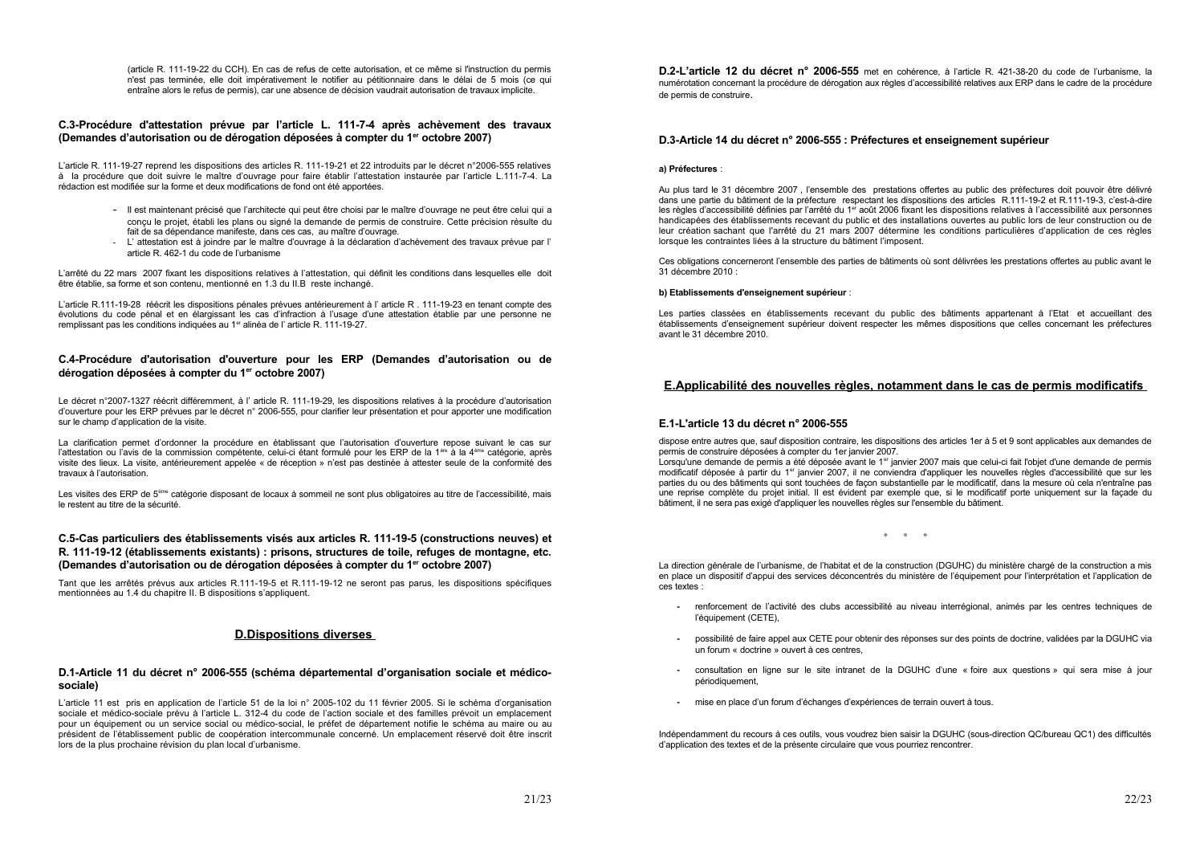(article R. 111-19-22 du CCH). En cas de refus de cette autorisation, et ce même si l'instruction du permis n'est pas terminée, elle doit impérativement le notifier au pétitionnaire dans le délai de 5 mois (ce qui entraîne alors le refus de permis), car une absence de décision vaudrait autorisation de travaux implicite.

### C.3-Procédure d'attestation prévue par l'article L. 111-7-4 après achèvement des travaux (Demandes d'autorisation ou de dérogation déposées à compter du 1er octobre 2007)

L'article R. 111-19-27 reprend les dispositions des articles R. 111-19-21 et 22 introduits par le décret n°2006-555 relatives à la procédure que doit suivre le maître d'ouvrage pour faire établir l'attestation instaurée par l'article L.111-7-4. La rédaction est modifiée sur la forme et deux modifications de fond ont été apportées.

- Il est maintenant précisé que l'architecte qui peut être choisi par le maître d'ouvrage ne peut être celui qui a conçu le projet, établi les plans ou signé la demande de permis de construire. Cette précision résulte du fait de sa dépendance manifeste, dans ces cas, au maître d'ouvrage.
- L' attestation est à joindre par le maître d'ouvrage à la déclaration d'achèvement des travaux prévue par l' article R. 462-1 du code de l'urbanisme

L'arrêté du 22 mars 2007 fixant les dispositions relatives à l'attestation, qui définit les conditions dans lesquelles elle doit être établie, sa forme et son contenu, mentionné en 1.3 du II.B reste inchangé.

L'article R.111-19-28 réécrit les dispositions pénales prévues antérieurement à l' article R . 111-19-23 en tenant compte des évolutions du code pénal et en élargissant les cas d'infraction à l'usage d'une attestation établie par une personne ne remplissant pas les conditions indiquées au 1er alinéa de l' article R. 111-19-27.

### C.4-Procédure d'autorisation d'ouverture pour les ERP (Demandes d'autorisation ou de dérogation déposées à compter du 1er octobre 2007)

Le décret n°2007-1327 réécrit différemment, à l' article R. 111-19-29, les dispositions relatives à la procédure d'autorisation d'ouverture pour les ERP prévues par le décret n° 2006-555, pour clarifier leur présentation et pour apporter une modification sur le champ d'application de la visite.

La clarification permet d'ordonner la procédure en établissant que l'autorisation d'ouverture repose suivant le cas sur l'attestation ou l'avis de la commission compétente, celui-ci étant formulé pour les ERP de la 1ère à la 4ème catégorie, après visite des lieux. La visite, antérieurement appelée « de réception » n'est pas destinée à attester seule de la conformité des travaux à l'autorisation.

Les visites des ERP de 5ème catégorie disposant de locaux à sommeil ne sont plus obligatoires au titre de l'accessibilité, mais le restent au titre de la sécurité.

### C.5-Cas particuliers des établissements visés aux articles R. 111-19-5 (constructions neuves) et R. 111-19-12 (établissements existants) : prisons, structures de toile, refuges de montagne, etc. (Demandes d'autorisation ou de dérogation déposées à compter du 1er octobre 2007)

Tant que les arrêtés prévus aux articles R.111-19-5 et R.111-19-12 ne seront pas parus, les dispositions spécifiques mentionnées au 1.4 du chapitre II. B dispositions s'appliquent.

## D.Dispositions diverses

### D.1-Article 11 du décret n° 2006-555 (schéma départemental d'organisation sociale et médico-sociale)

L'article 11 est pris en application de l'article 51 de la loi n° 2005-102 du 11 février 2005. Si le schéma d'organisation sociale et médico-sociale prévu à l'article L. 312-4 du code de l'action sociale et des familles prévoit un emplacement pour un équipement ou un service social ou médico-social, le préfet de département notifie le schéma au maire ou au président de l'établissement public de coopération intercommunale concerné. Un emplacement réservé doit être inscrit lors de la plus prochaine révision du plan local d'urbanisme.

### D.2-L'article 12 du décret n° 2006-555

**D.2-L'article 12 du décret n° 2006-555** met en cohérence, à l'article R. 421-38-20 du code de l'urbanisme, la numérotation concernant la procédure de dérogation aux règles d'accessibilité relatives aux ERP dans le cadre de la procédure de permis de construire.

### D.3-Article 14 du décret n° 2006-555 : Préfectures et enseignement supérieur

**a) Préfectures** :

Au plus tard le 31 décembre 2007 , l'ensemble des prestations offertes au public des préfectures doit pouvoir être délivré dans une partie du bâtiment de la préfecture respectant les dispositions des articles R.111-19-2 et R.111-19-3, c'est-à-dire les règles d'accessibilité définies par l'arrêté du 1er août 2006 fixant les dispositions relatives à l'accessibilité aux personnes handicapées des établissements recevant du public et des installations ouvertes au public lors de leur construction ou de leur création sachant que l'arrêté du 21 mars 2007 détermine les conditions particulières d'application de ces règles lorsque les contraintes liées à la structure du bâtiment l'imposent.

Ces obligations concerneront l'ensemble des parties de bâtiments où sont délivrées les prestations offertes au public avant le 31 décembre 2010 :

**b) Etablissements d'enseignement supérieur** :

Les parties classées en établissements recevant du public des bâtiments appartenant à l'Etat et accueillant des établissements d'enseignement supérieur doivent respecter les mêmes dispositions que celles concernant les préfectures avant le 31 décembre 2010.

## E.Applicabilité des nouvelles règles, notamment dans le cas de permis modificatifs

### E.1-L'article 13 du décret n° 2006-555

dispose entre autres que, sauf disposition contraire, les dispositions des articles 1er à 5 et 9 sont applicables aux demandes de permis de construire déposées à compter du 1er janvier 2007.
Lorsqu'une demande de permis a été déposée avant le 1er janvier 2007 mais que celui-ci fait l'objet d'une demande de permis modificatif déposée à partir du 1er janvier 2007, il ne conviendra d'appliquer les nouvelles règles d'accessibilité que sur les parties du ou des bâtiments qui sont touchées de façon substantielle par le modificatif, dans la mesure où cela n'entraîne pas une reprise complète du projet initial. Il est évident par exemple que, si le modificatif porte uniquement sur la façade du bâtiment, il ne sera pas exigé d'appliquer les nouvelles règles sur l'ensemble du bâtiment.

\* \* \*

La direction générale de l'urbanisme, de l'habitat et de la construction (DGUHC) du ministère chargé de la construction a mis en place un dispositif d'appui des services déconcentrés du ministère de l'équipement pour l'interprétation et l'application de ces textes :

- renforcement de l'activité des clubs accessibilité au niveau interrégional, animés par les centres techniques de l'équipement (CETE),
- possibilité de faire appel aux CETE pour obtenir des réponses sur des points de doctrine, validées par la DGUHC via un forum « doctrine » ouvert à ces centres,
- consultation en ligne sur le site intranet de la DGUHC d'une « foire aux questions » qui sera mise à jour périodiquement,
- mise en place d'un forum d'échanges d'expériences de terrain ouvert à tous.

Indépendamment du recours à ces outils, vous voudrez bien saisir la DGUHC (sous-direction QC/bureau QC1) des difficultés d'application des textes et de la présente circulaire que vous pourriez rencontrer.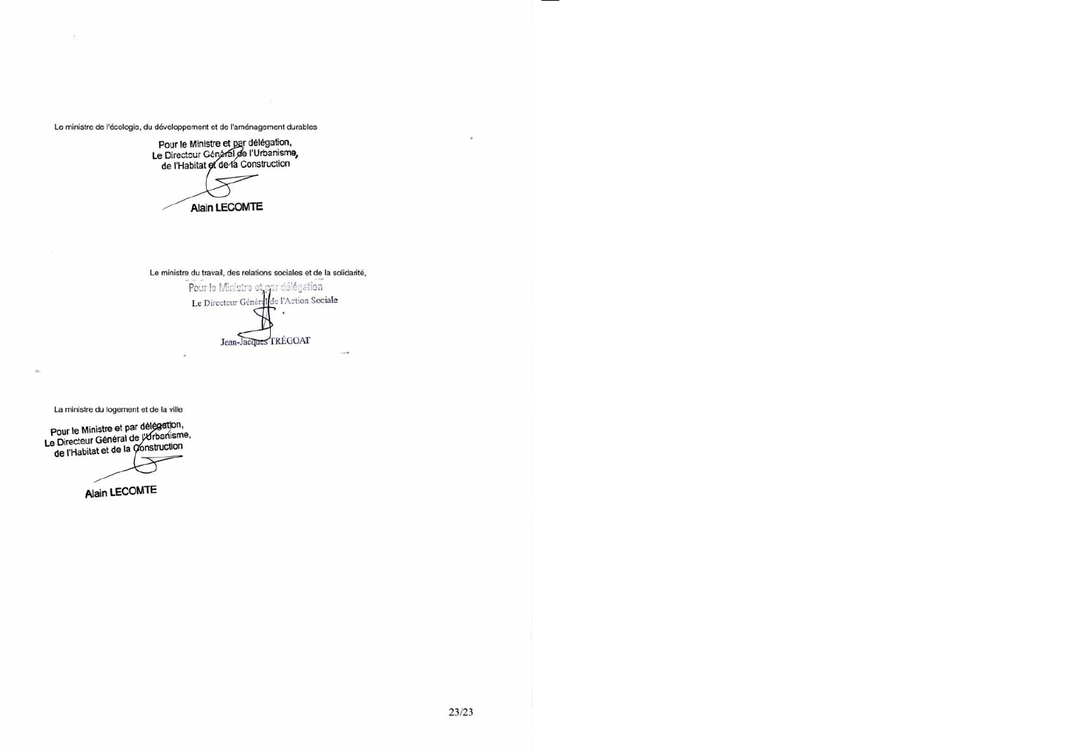Le ministre de l'écologie, du développement et de l'aménagement durables

Pour le Ministre et par délégation,
Le Directeur Général de l'Urbanisme,
de l'Habitat et de la Construction

**Alain LECOMTE**

Le ministre du travail, des relations sociales et de la solidarité,

Pour le Ministre et par délégation
Le Directeur Général de l'Action Sociale

Jean-Jacques TRÉGOAT

La ministre du logement et de la ville

Pour le Ministre et par délégation,
Le Directeur Général de l'Urbanisme,
de l'Habitat et de la Construction

**Alain LECOMTE**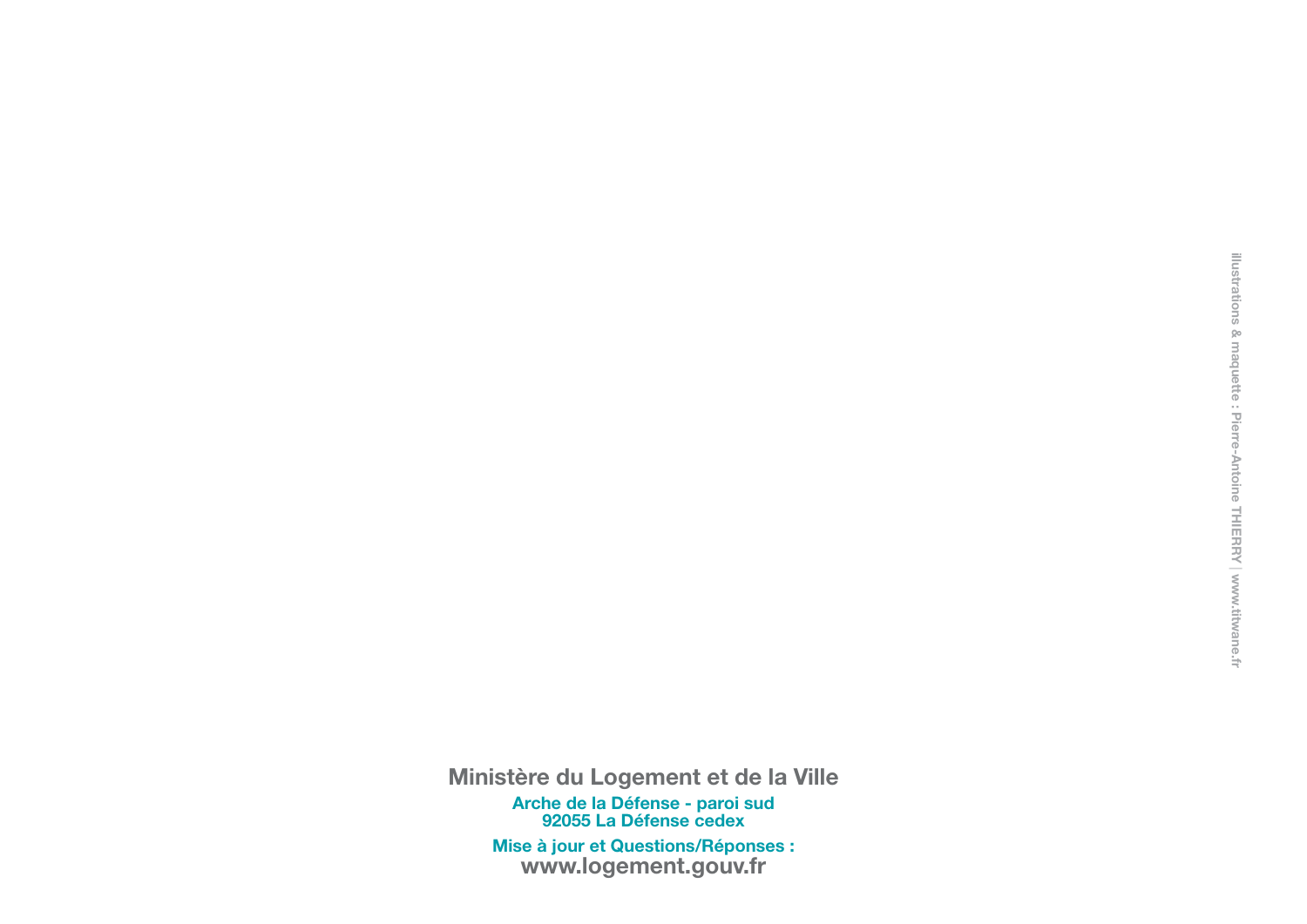**Ministère du Logement et de la Ville**

Arche de la Défense - paroi sud
92055 La Défense cedex

Mise à jour et Questions/Réponses :
**www.logement.gouv.fr**

illustrations & maquette : Pierre-Antoine THIERRY | www.titwane.fr